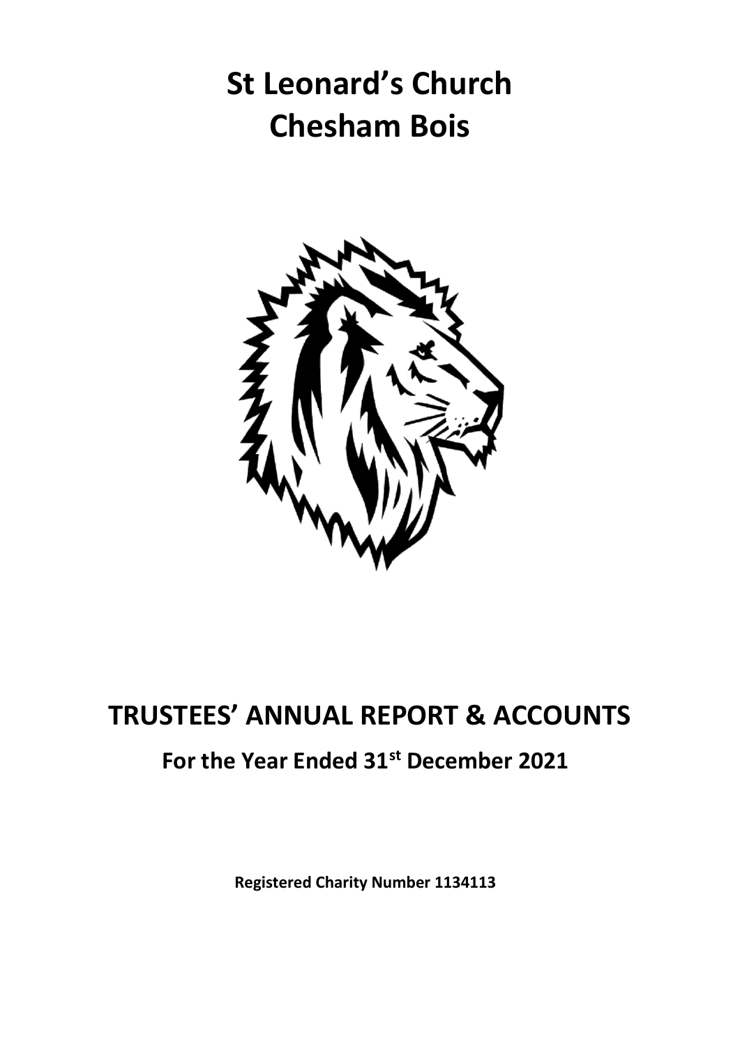# St Leonard's Church
# Chesham Bois

# TRUSTEES' ANNUAL REPORT & ACCOUNTS

## For the Year Ended 31st December 2021

**Registered Charity Number 1134113**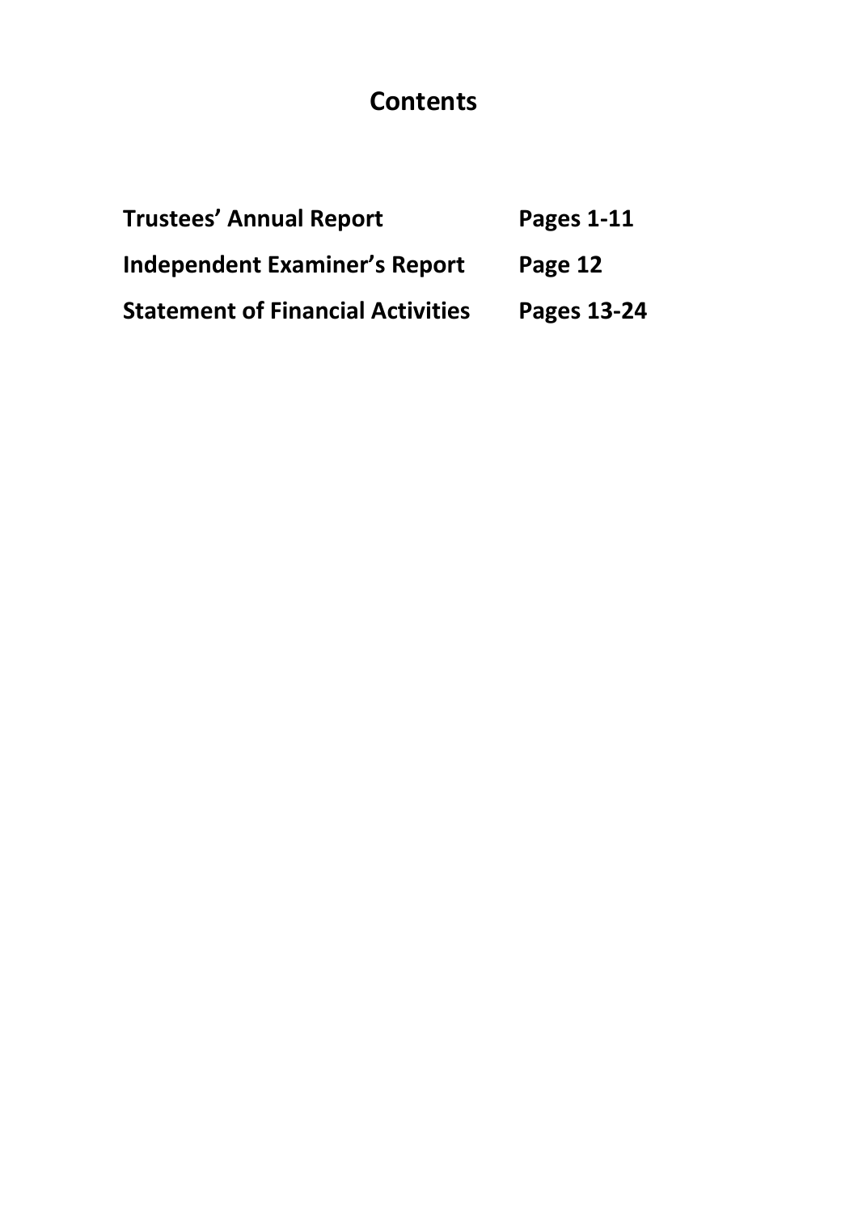# Contents

| | |
|---|---|
| **Trustees' Annual Report** | **Pages 1-11** |
| **Independent Examiner's Report** | **Page 12** |
| **Statement of Financial Activities** | **Pages 13-24** |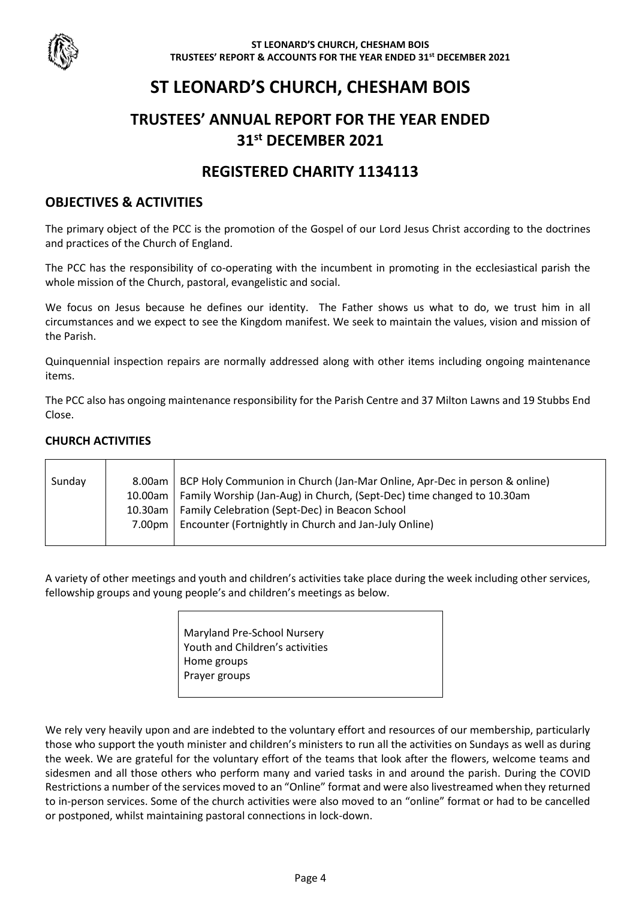# ST LEONARD'S CHURCH, CHESHAM BOIS

## TRUSTEES' ANNUAL REPORT FOR THE YEAR ENDED 31st DECEMBER 2021

## REGISTERED CHARITY 1134113

## OBJECTIVES & ACTIVITIES

The primary object of the PCC is the promotion of the Gospel of our Lord Jesus Christ according to the doctrines and practices of the Church of England.

The PCC has the responsibility of co-operating with the incumbent in promoting in the ecclesiastical parish the whole mission of the Church, pastoral, evangelistic and social.

We focus on Jesus because he defines our identity. The Father shows us what to do, we trust him in all circumstances and we expect to see the Kingdom manifest. We seek to maintain the values, vision and mission of the Parish.

Quinquennial inspection repairs are normally addressed along with other items including ongoing maintenance items.

The PCC also has ongoing maintenance responsibility for the Parish Centre and 37 Milton Lawns and 19 Stubbs End Close.

### CHURCH ACTIVITIES

| | | |
|---|---|---|
| Sunday | 8.00am | BCP Holy Communion in Church (Jan-Mar Online, Apr-Dec in person & online) |
| | 10.00am | Family Worship (Jan-Aug) in Church, (Sept-Dec) time changed to 10.30am |
| | 10.30am | Family Celebration (Sept-Dec) in Beacon School |
| | 7.00pm | Encounter (Fortnightly in Church and Jan-July Online) |

A variety of other meetings and youth and children's activities take place during the week including other services, fellowship groups and young people's and children's meetings as below.

Maryland Pre-School Nursery
Youth and Children's activities
Home groups
Prayer groups

We rely very heavily upon and are indebted to the voluntary effort and resources of our membership, particularly those who support the youth minister and children's ministers to run all the activities on Sundays as well as during the week. We are grateful for the voluntary effort of the teams that look after the flowers, welcome teams and sidesmen and all those others who perform many and varied tasks in and around the parish. During the COVID Restrictions a number of the services moved to an "Online" format and were also livestreamed when they returned to in-person services. Some of the church activities were also moved to an "online" format or had to be cancelled or postponed, whilst maintaining pastoral connections in lock-down.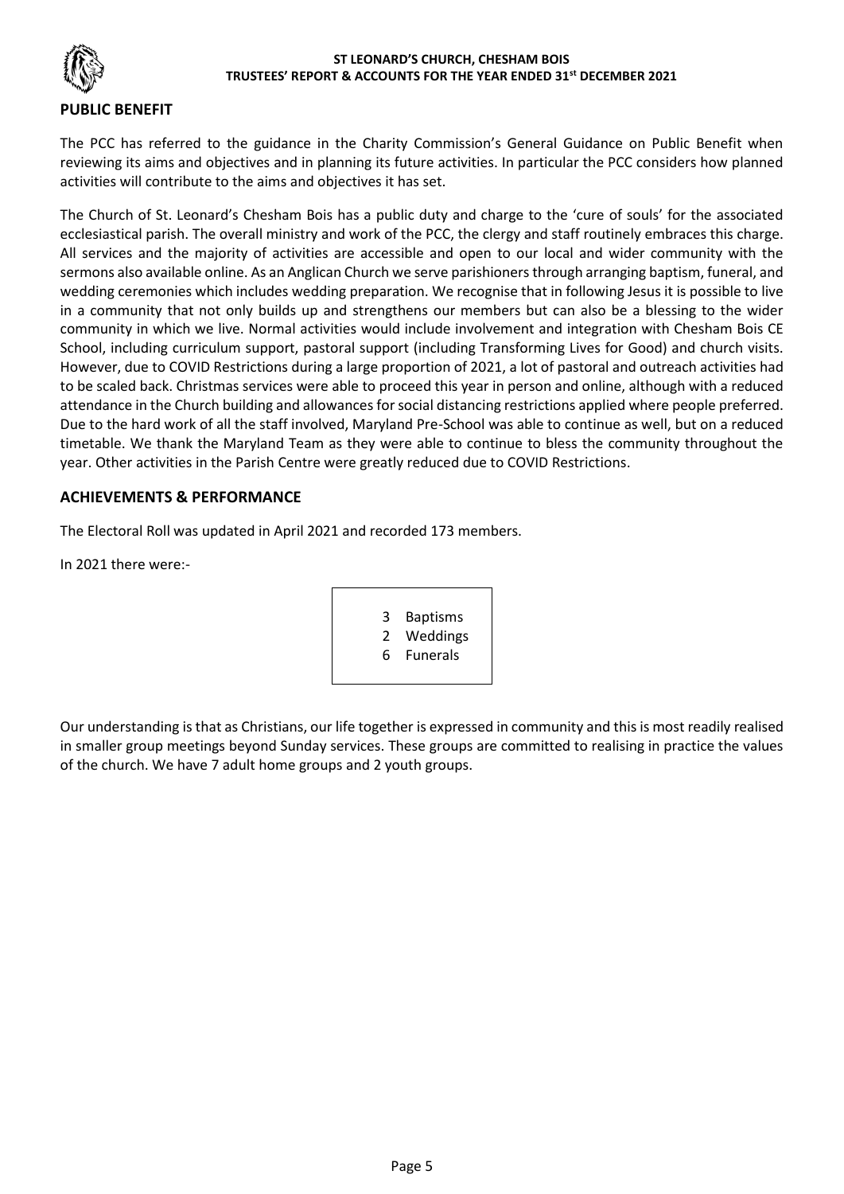## PUBLIC BENEFIT

The PCC has referred to the guidance in the Charity Commission's General Guidance on Public Benefit when reviewing its aims and objectives and in planning its future activities. In particular the PCC considers how planned activities will contribute to the aims and objectives it has set.

The Church of St. Leonard's Chesham Bois has a public duty and charge to the 'cure of souls' for the associated ecclesiastical parish. The overall ministry and work of the PCC, the clergy and staff routinely embraces this charge. All services and the majority of activities are accessible and open to our local and wider community with the sermons also available online. As an Anglican Church we serve parishioners through arranging baptism, funeral, and wedding ceremonies which includes wedding preparation. We recognise that in following Jesus it is possible to live in a community that not only builds up and strengthens our members but can also be a blessing to the wider community in which we live. Normal activities would include involvement and integration with Chesham Bois CE School, including curriculum support, pastoral support (including Transforming Lives for Good) and church visits. However, due to COVID Restrictions during a large proportion of 2021, a lot of pastoral and outreach activities had to be scaled back. Christmas services were able to proceed this year in person and online, although with a reduced attendance in the Church building and allowances for social distancing restrictions applied where people preferred. Due to the hard work of all the staff involved, Maryland Pre-School was able to continue as well, but on a reduced timetable. We thank the Maryland Team as they were able to continue to bless the community throughout the year. Other activities in the Parish Centre were greatly reduced due to COVID Restrictions.

## ACHIEVEMENTS & PERFORMANCE

The Electoral Roll was updated in April 2021 and recorded 173 members.

In 2021 there were:-

| | |
|---|---|
| 3 | Baptisms |
| 2 | Weddings |
| 6 | Funerals |

Our understanding is that as Christians, our life together is expressed in community and this is most readily realised in smaller group meetings beyond Sunday services. These groups are committed to realising in practice the values of the church. We have 7 adult home groups and 2 youth groups.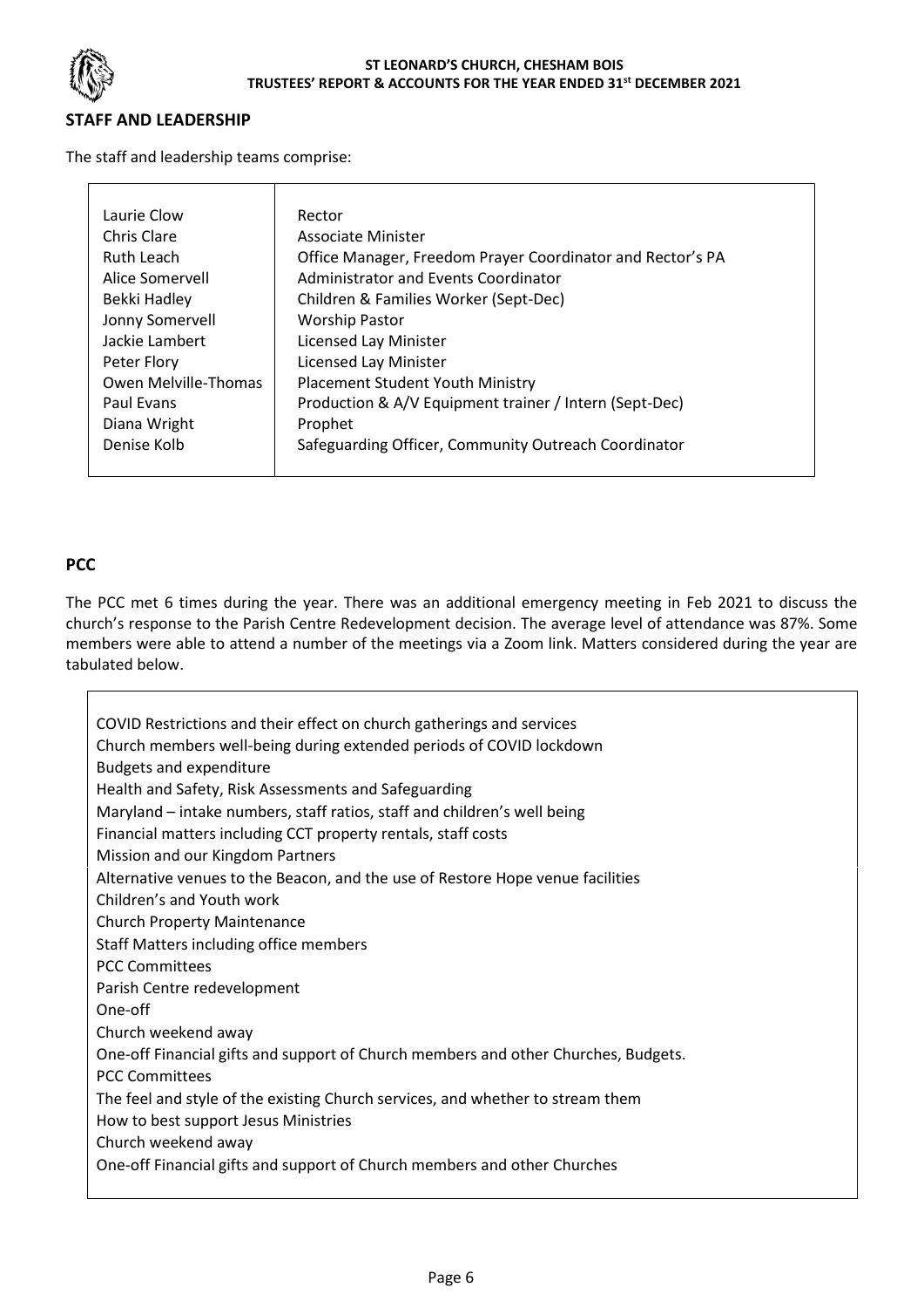## STAFF AND LEADERSHIP

The staff and leadership teams comprise:

| | |
|---|---|
| Laurie Clow | Rector |
| Chris Clare | Associate Minister |
| Ruth Leach | Office Manager, Freedom Prayer Coordinator and Rector's PA |
| Alice Somervell | Administrator and Events Coordinator |
| Bekki Hadley | Children & Families Worker (Sept-Dec) |
| Jonny Somervell | Worship Pastor |
| Jackie Lambert | Licensed Lay Minister |
| Peter Flory | Licensed Lay Minister |
| Owen Melville-Thomas | Placement Student Youth Ministry |
| Paul Evans | Production & A/V Equipment trainer / Intern (Sept-Dec) |
| Diana Wright | Prophet |
| Denise Kolb | Safeguarding Officer, Community Outreach Coordinator |

## PCC

The PCC met 6 times during the year. There was an additional emergency meeting in Feb 2021 to discuss the church's response to the Parish Centre Redevelopment decision. The average level of attendance was 87%. Some members were able to attend a number of the meetings via a Zoom link. Matters considered during the year are tabulated below.

COVID Restrictions and their effect on church gatherings and services
Church members well-being during extended periods of COVID lockdown
Budgets and expenditure
Health and Safety, Risk Assessments and Safeguarding
Maryland – intake numbers, staff ratios, staff and children's well being
Financial matters including CCT property rentals, staff costs
Mission and our Kingdom Partners
Alternative venues to the Beacon, and the use of Restore Hope venue facilities
Children's and Youth work
Church Property Maintenance
Staff Matters including office members
PCC Committees
Parish Centre redevelopment
One-off
Church weekend away
One-off Financial gifts and support of Church members and other Churches, Budgets.
PCC Committees
The feel and style of the existing Church services, and whether to stream them
How to best support Jesus Ministries
Church weekend away
One-off Financial gifts and support of Church members and other Churches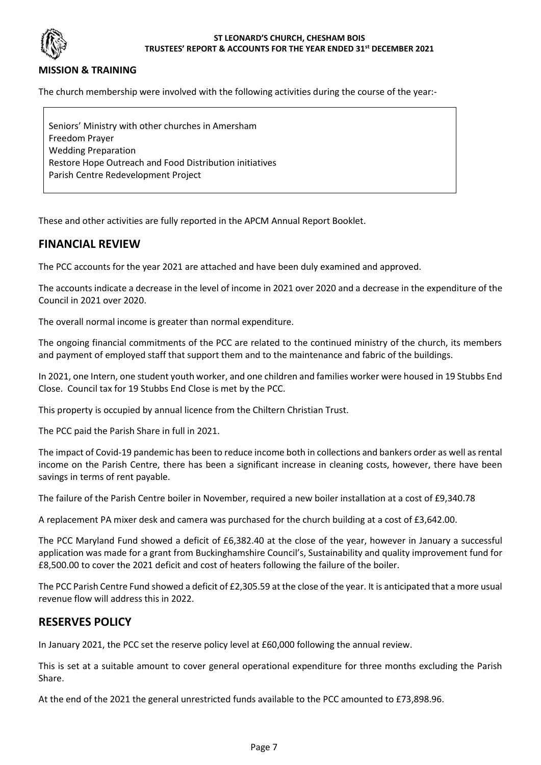## MISSION & TRAINING

The church membership were involved with the following activities during the course of the year:-

Seniors' Ministry with other churches in Amersham
Freedom Prayer
Wedding Preparation
Restore Hope Outreach and Food Distribution initiatives
Parish Centre Redevelopment Project

These and other activities are fully reported in the APCM Annual Report Booklet.

## FINANCIAL REVIEW

The PCC accounts for the year 2021 are attached and have been duly examined and approved.

The accounts indicate a decrease in the level of income in 2021 over 2020 and a decrease in the expenditure of the Council in 2021 over 2020.

The overall normal income is greater than normal expenditure.

The ongoing financial commitments of the PCC are related to the continued ministry of the church, its members and payment of employed staff that support them and to the maintenance and fabric of the buildings.

In 2021, one Intern, one student youth worker, and one children and families worker were housed in 19 Stubbs End Close. Council tax for 19 Stubbs End Close is met by the PCC.

This property is occupied by annual licence from the Chiltern Christian Trust.

The PCC paid the Parish Share in full in 2021.

The impact of Covid-19 pandemic has been to reduce income both in collections and bankers order as well as rental income on the Parish Centre, there has been a significant increase in cleaning costs, however, there have been savings in terms of rent payable.

The failure of the Parish Centre boiler in November, required a new boiler installation at a cost of £9,340.78

A replacement PA mixer desk and camera was purchased for the church building at a cost of £3,642.00.

The PCC Maryland Fund showed a deficit of £6,382.40 at the close of the year, however in January a successful application was made for a grant from Buckinghamshire Council's, Sustainability and quality improvement fund for £8,500.00 to cover the 2021 deficit and cost of heaters following the failure of the boiler.

The PCC Parish Centre Fund showed a deficit of £2,305.59 at the close of the year. It is anticipated that a more usual revenue flow will address this in 2022.

## RESERVES POLICY

In January 2021, the PCC set the reserve policy level at £60,000 following the annual review.

This is set at a suitable amount to cover general operational expenditure for three months excluding the Parish Share.

At the end of the 2021 the general unrestricted funds available to the PCC amounted to £73,898.96.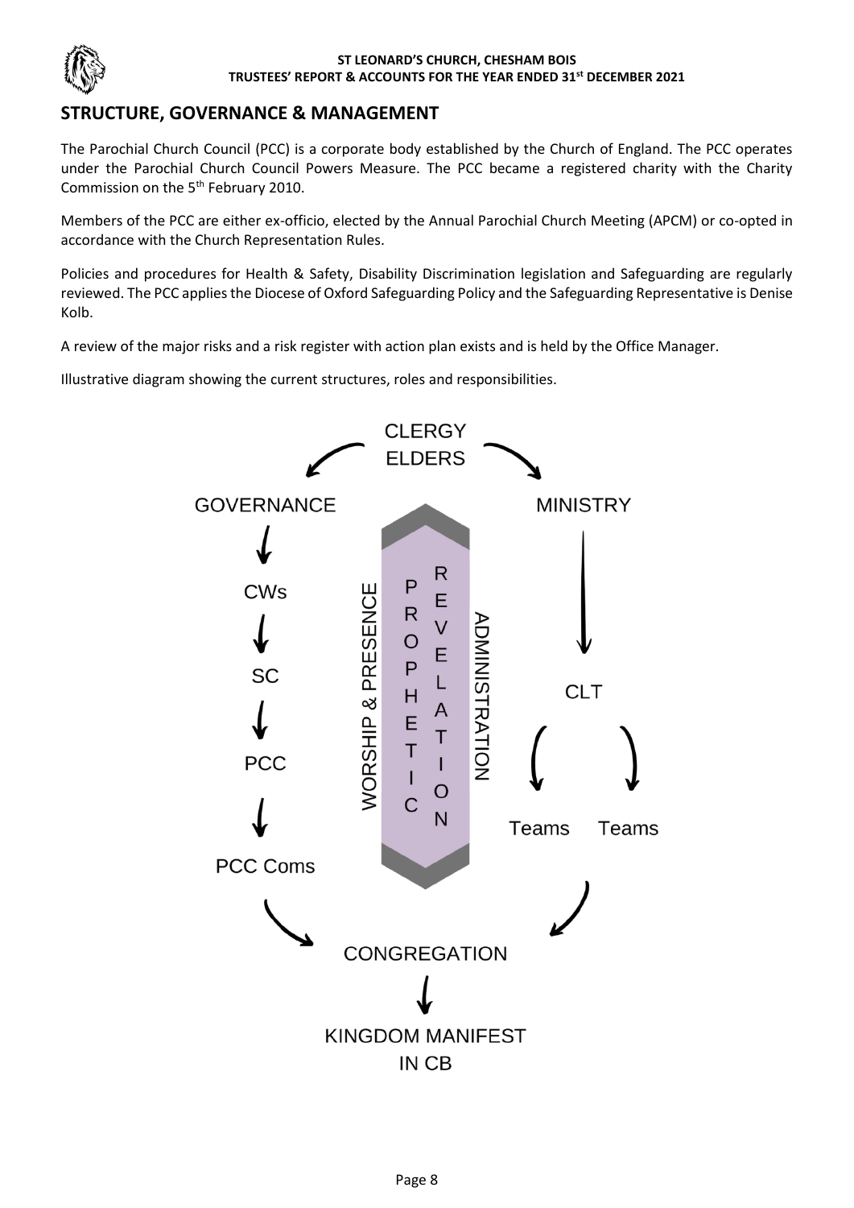## STRUCTURE, GOVERNANCE & MANAGEMENT

The Parochial Church Council (PCC) is a corporate body established by the Church of England. The PCC operates under the Parochial Church Council Powers Measure. The PCC became a registered charity with the Charity Commission on the 5th February 2010.

Members of the PCC are either ex-officio, elected by the Annual Parochial Church Meeting (APCM) or co-opted in accordance with the Church Representation Rules.

Policies and procedures for Health & Safety, Disability Discrimination legislation and Safeguarding are regularly reviewed. The PCC applies the Diocese of Oxford Safeguarding Policy and the Safeguarding Representative is Denise Kolb.

A review of the major risks and a risk register with action plan exists and is held by the Office Manager.

Illustrative diagram showing the current structures, roles and responsibilities.

CLERGY
ELDERS

GOVERNANCE

CWs

SC

PCC

PCC Coms

MINISTRY

CLT

Teams

Teams

WORSHIP & PRESENCE

PROPHETIC

REVELATION

ADMINISTRATION

CONGREGATION

KINGDOM MANIFEST
IN CB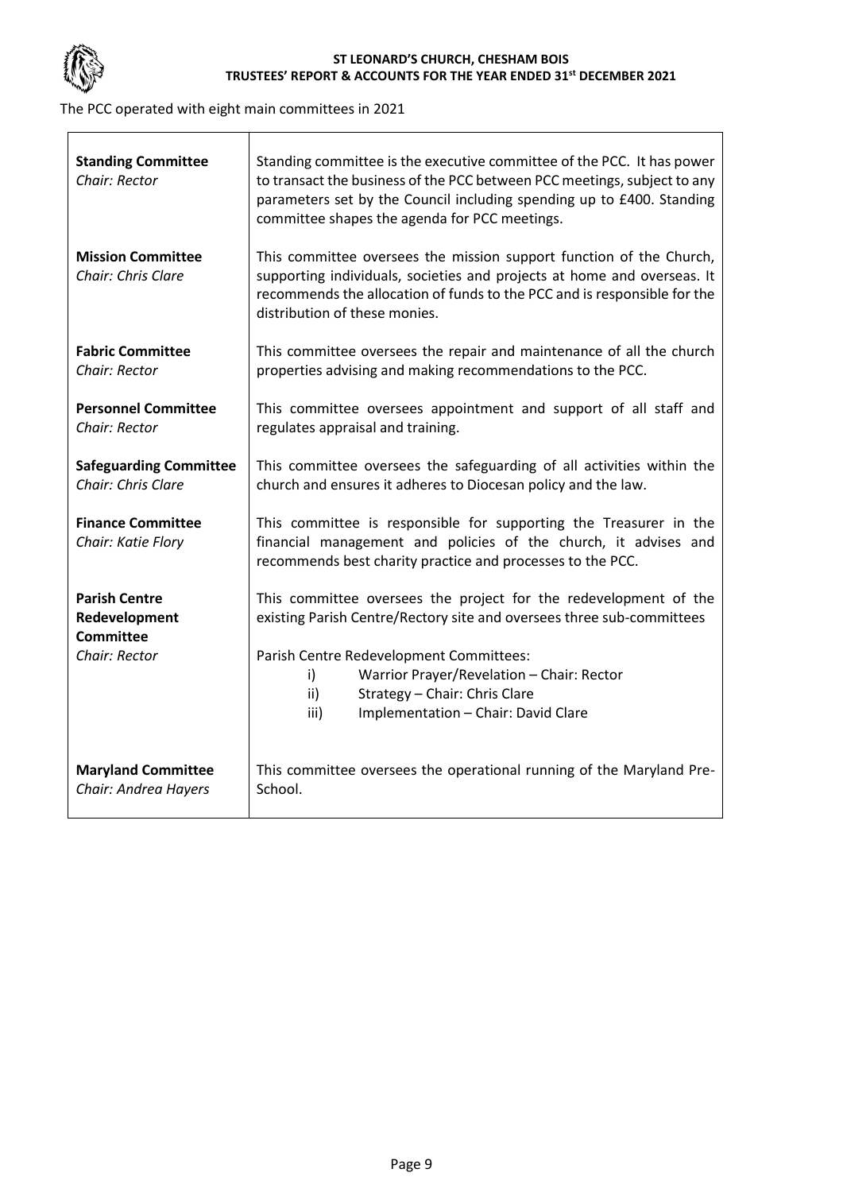The PCC operated with eight main committees in 2021

| | |
|---|---|
| **Standing Committee**<br>*Chair: Rector* | Standing committee is the executive committee of the PCC. It has power to transact the business of the PCC between PCC meetings, subject to any parameters set by the Council including spending up to £400. Standing committee shapes the agenda for PCC meetings. |
| **Mission Committee**<br>*Chair: Chris Clare* | This committee oversees the mission support function of the Church, supporting individuals, societies and projects at home and overseas. It recommends the allocation of funds to the PCC and is responsible for the distribution of these monies. |
| **Fabric Committee**<br>*Chair: Rector* | This committee oversees the repair and maintenance of all the church properties advising and making recommendations to the PCC. |
| **Personnel Committee**<br>*Chair: Rector* | This committee oversees appointment and support of all staff and regulates appraisal and training. |
| **Safeguarding Committee**<br>*Chair: Chris Clare* | This committee oversees the safeguarding of all activities within the church and ensures it adheres to Diocesan policy and the law. |
| **Finance Committee**<br>*Chair: Katie Flory* | This committee is responsible for supporting the Treasurer in the financial management and policies of the church, it advises and recommends best charity practice and processes to the PCC. |
| **Parish Centre Redevelopment Committee**<br>*Chair: Rector* | This committee oversees the project for the redevelopment of the existing Parish Centre/Rectory site and oversees three sub-committees<br><br>Parish Centre Redevelopment Committees:<br>i) Warrior Prayer/Revelation – Chair: Rector<br>ii) Strategy – Chair: Chris Clare<br>iii) Implementation – Chair: David Clare |
| **Maryland Committee**<br>*Chair: Andrea Hayers* | This committee oversees the operational running of the Maryland Pre-School. |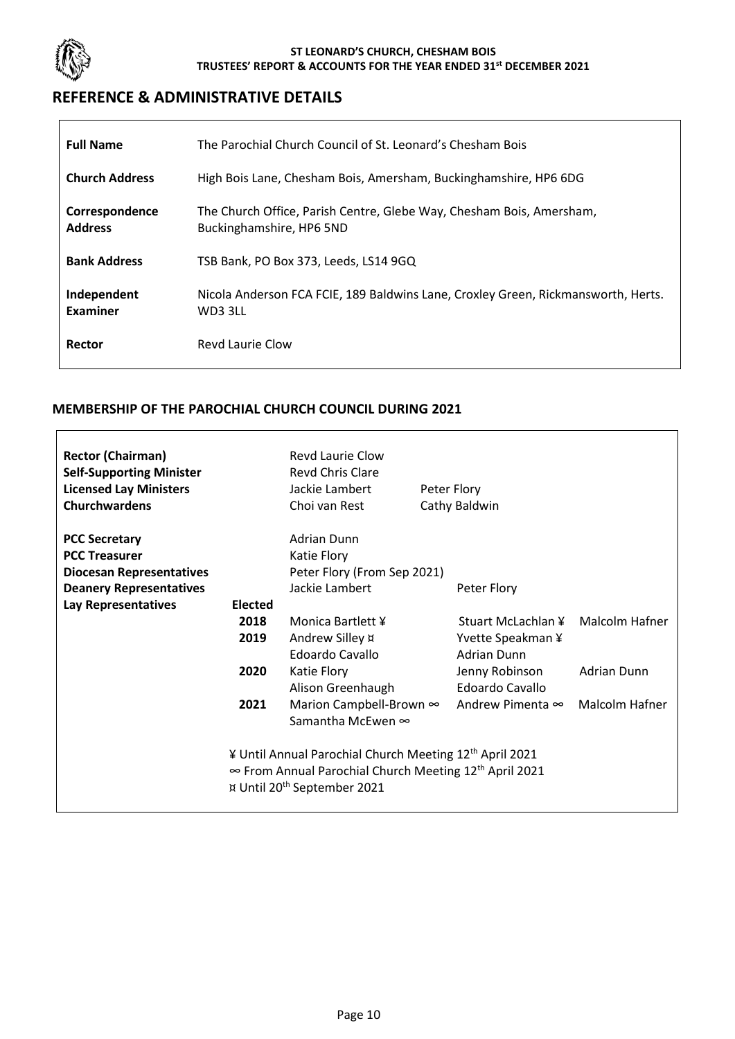## REFERENCE & ADMINISTRATIVE DETAILS

| | |
|---|---|
| **Full Name** | The Parochial Church Council of St. Leonard's Chesham Bois |
| **Church Address** | High Bois Lane, Chesham Bois, Amersham, Buckinghamshire, HP6 6DG |
| **Correspondence Address** | The Church Office, Parish Centre, Glebe Way, Chesham Bois, Amersham, Buckinghamshire, HP6 5ND |
| **Bank Address** | TSB Bank, PO Box 373, Leeds, LS14 9GQ |
| **Independent Examiner** | Nicola Anderson FCA FCIE, 189 Baldwins Lane, Croxley Green, Rickmansworth, Herts. WD3 3LL |
| **Rector** | Revd Laurie Clow |

### MEMBERSHIP OF THE PAROCHIAL CHURCH COUNCIL DURING 2021

| | | | | |
|---|---|---|---|---|
| **Rector (Chairman)** | | Revd Laurie Clow | | |
| **Self-Supporting Minister** | | Revd Chris Clare | | |
| **Licensed Lay Ministers** | | Jackie Lambert | Peter Flory | |
| **Churchwardens** | | Choi van Rest | Cathy Baldwin | |
| **PCC Secretary** | | Adrian Dunn | | |
| **PCC Treasurer** | | Katie Flory | | |
| **Diocesan Representatives** | | Peter Flory (From Sep 2021) | | |
| **Deanery Representatives** | | Jackie Lambert | Peter Flory | |
| **Lay Representatives** | **Elected** | | | |
| | **2018** | Monica Bartlett ¥ | Stuart McLachlan ¥ | Malcolm Hafner |
| | **2019** | Andrew Silley ¤ | Yvette Speakman ¥ | |
| | | Edoardo Cavallo | Adrian Dunn | |
| | **2020** | Katie Flory | Jenny Robinson | Adrian Dunn |
| | | Alison Greenhaugh | Edoardo Cavallo | |
| | **2021** | Marion Campbell-Brown ∞ | Andrew Pimenta ∞ | Malcolm Hafner |
| | | Samantha McEwen ∞ | | |

¥ Until Annual Parochial Church Meeting 12th April 2021

∞ From Annual Parochial Church Meeting 12th April 2021

¤ Until 20th September 2021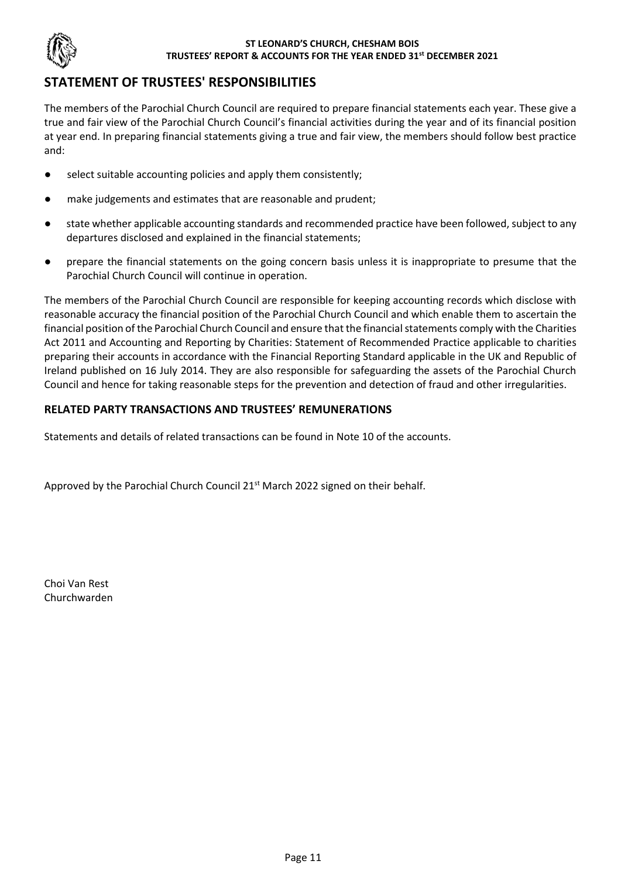## STATEMENT OF TRUSTEES' RESPONSIBILITIES

The members of the Parochial Church Council are required to prepare financial statements each year. These give a true and fair view of the Parochial Church Council's financial activities during the year and of its financial position at year end. In preparing financial statements giving a true and fair view, the members should follow best practice and:

- select suitable accounting policies and apply them consistently;
- make judgements and estimates that are reasonable and prudent;
- state whether applicable accounting standards and recommended practice have been followed, subject to any departures disclosed and explained in the financial statements;
- prepare the financial statements on the going concern basis unless it is inappropriate to presume that the Parochial Church Council will continue in operation.

The members of the Parochial Church Council are responsible for keeping accounting records which disclose with reasonable accuracy the financial position of the Parochial Church Council and which enable them to ascertain the financial position of the Parochial Church Council and ensure that the financial statements comply with the Charities Act 2011 and Accounting and Reporting by Charities: Statement of Recommended Practice applicable to charities preparing their accounts in accordance with the Financial Reporting Standard applicable in the UK and Republic of Ireland published on 16 July 2014. They are also responsible for safeguarding the assets of the Parochial Church Council and hence for taking reasonable steps for the prevention and detection of fraud and other irregularities.

### RELATED PARTY TRANSACTIONS AND TRUSTEES' REMUNERATIONS

Statements and details of related transactions can be found in Note 10 of the accounts.

Approved by the Parochial Church Council 21st March 2022 signed on their behalf.

Choi Van Rest
Churchwarden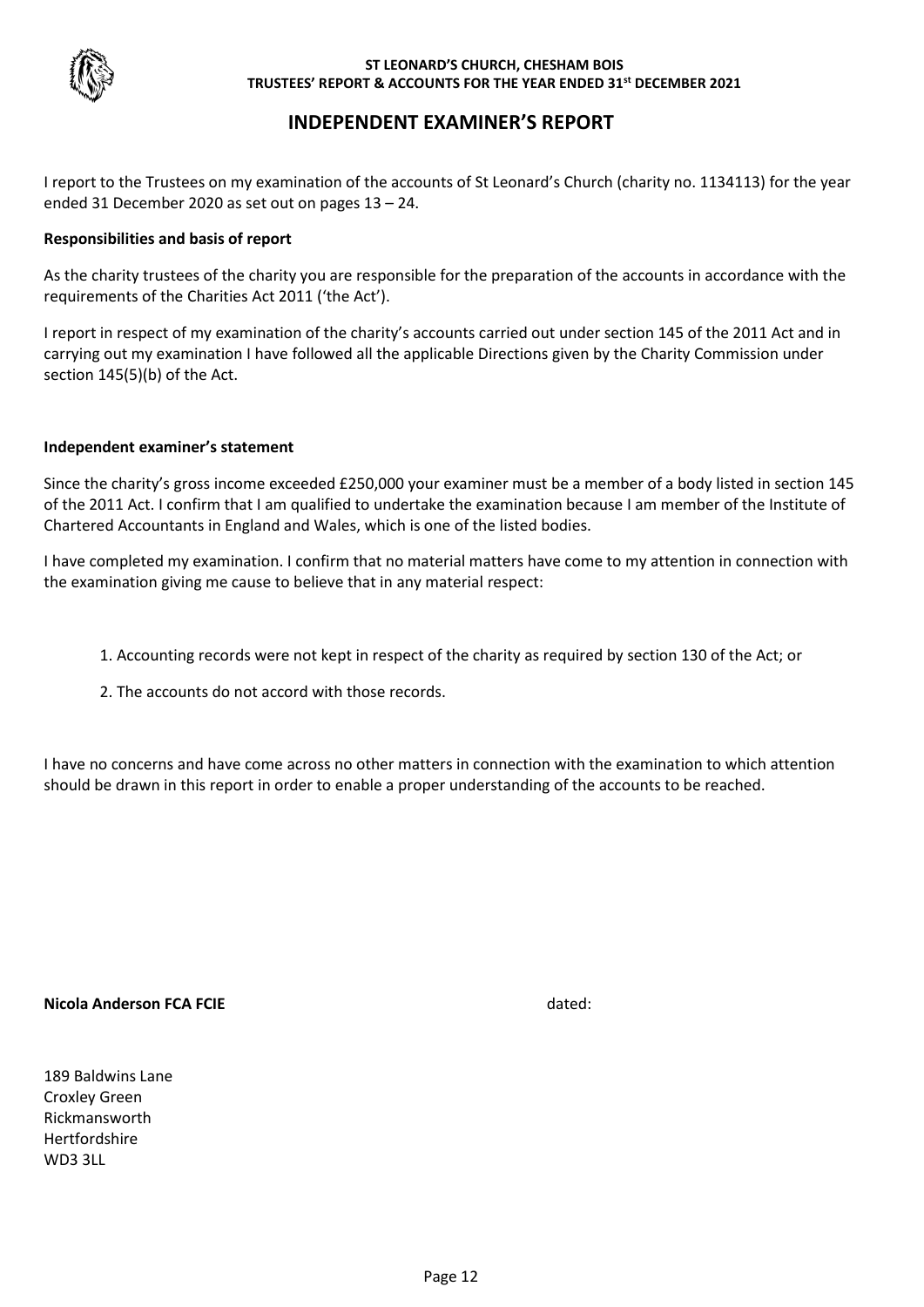# INDEPENDENT EXAMINER'S REPORT

I report to the Trustees on my examination of the accounts of St Leonard's Church (charity no. 1134113) for the year ended 31 December 2020 as set out on pages 13 – 24.

**Responsibilities and basis of report**

As the charity trustees of the charity you are responsible for the preparation of the accounts in accordance with the requirements of the Charities Act 2011 ('the Act').

I report in respect of my examination of the charity's accounts carried out under section 145 of the 2011 Act and in carrying out my examination I have followed all the applicable Directions given by the Charity Commission under section 145(5)(b) of the Act.

**Independent examiner's statement**

Since the charity's gross income exceeded £250,000 your examiner must be a member of a body listed in section 145 of the 2011 Act. I confirm that I am qualified to undertake the examination because I am member of the Institute of Chartered Accountants in England and Wales, which is one of the listed bodies.

I have completed my examination. I confirm that no material matters have come to my attention in connection with the examination giving me cause to believe that in any material respect:

1. Accounting records were not kept in respect of the charity as required by section 130 of the Act; or
2. The accounts do not accord with those records.

I have no concerns and have come across no other matters in connection with the examination to which attention should be drawn in this report in order to enable a proper understanding of the accounts to be reached.

**Nicola Anderson FCA FCIE** dated:

189 Baldwins Lane
Croxley Green
Rickmansworth
Hertfordshire
WD3 3LL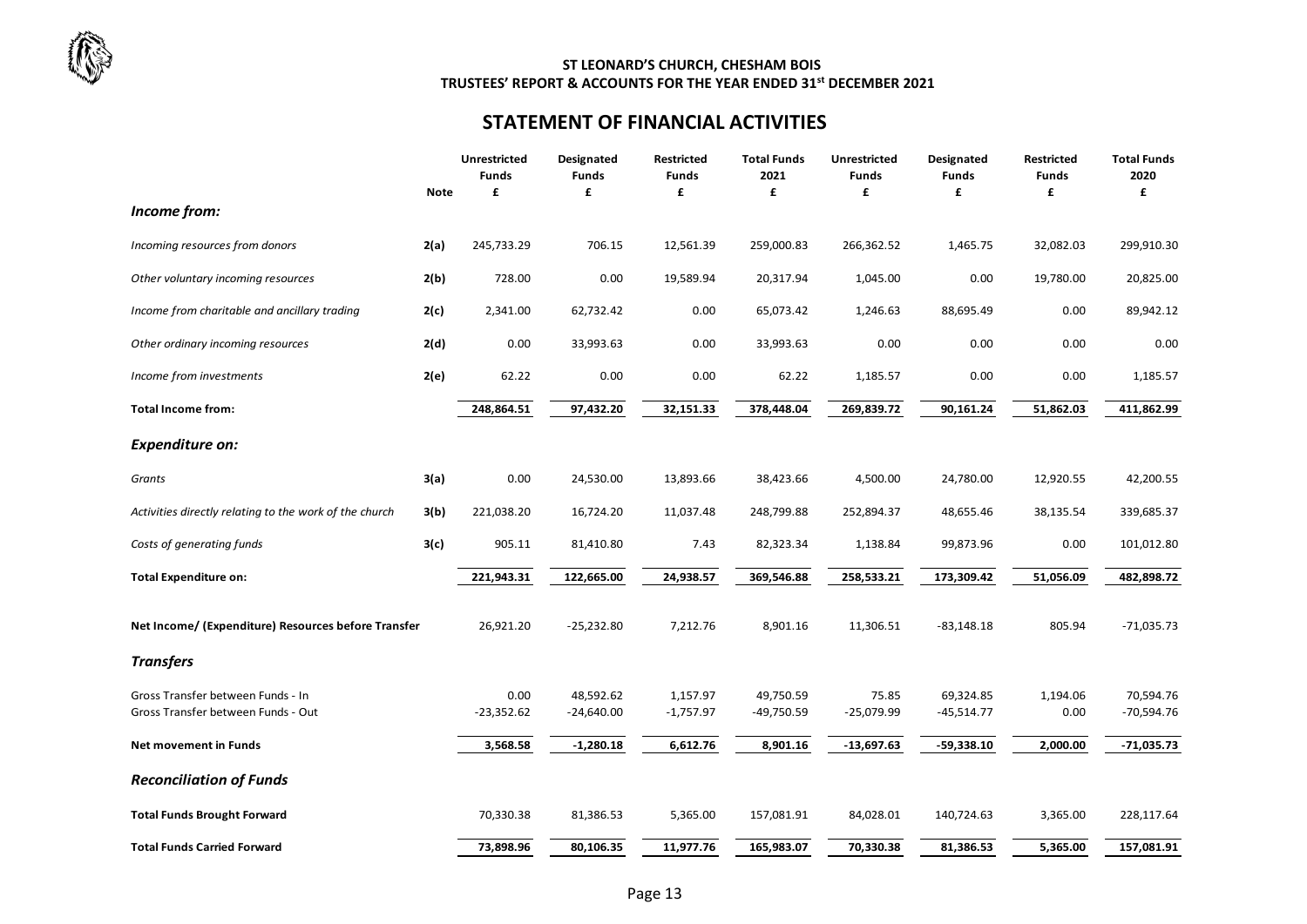ST LEONARD'S CHURCH, CHESHAM BOIS
TRUSTEES' REPORT & ACCOUNTS FOR THE YEAR ENDED 31st DECEMBER 2021

# STATEMENT OF FINANCIAL ACTIVITIES

| | Note | Unrestricted Funds £ | Designated Funds £ | Restricted Funds £ | Total Funds 2021 £ | Unrestricted Funds £ | Designated Funds £ | Restricted Funds £ | Total Funds 2020 £ |
|---|---|---|---|---|---|---|---|---|---|
| ***Income from:*** | | | | | | | | | |
| *Incoming resources from donors* | 2(a) | 245,733.29 | 706.15 | 12,561.39 | 259,000.83 | 266,362.52 | 1,465.75 | 32,082.03 | 299,910.30 |
| *Other voluntary incoming resources* | 2(b) | 728.00 | 0.00 | 19,589.94 | 20,317.94 | 1,045.00 | 0.00 | 19,780.00 | 20,825.00 |
| *Income from charitable and ancillary trading* | 2(c) | 2,341.00 | 62,732.42 | 0.00 | 65,073.42 | 1,246.63 | 88,695.49 | 0.00 | 89,942.12 |
| *Other ordinary incoming resources* | 2(d) | 0.00 | 33,993.63 | 0.00 | 33,993.63 | 0.00 | 0.00 | 0.00 | 0.00 |
| *Income from investments* | 2(e) | 62.22 | 0.00 | 0.00 | 62.22 | 1,185.57 | 0.00 | 0.00 | 1,185.57 |
| **Total Income from:** | | **248,864.51** | **97,432.20** | **32,151.33** | **378,448.04** | **269,839.72** | **90,161.24** | **51,862.03** | **411,862.99** |
| ***Expenditure on:*** | | | | | | | | | |
| *Grants* | 3(a) | 0.00 | 24,530.00 | 13,893.66 | 38,423.66 | 4,500.00 | 24,780.00 | 12,920.55 | 42,200.55 |
| *Activities directly relating to the work of the church* | 3(b) | 221,038.20 | 16,724.20 | 11,037.48 | 248,799.88 | 252,894.37 | 48,655.46 | 38,135.54 | 339,685.37 |
| *Costs of generating funds* | 3(c) | 905.11 | 81,410.80 | 7.43 | 82,323.34 | 1,138.84 | 99,873.96 | 0.00 | 101,012.80 |
| **Total Expenditure on:** | | **221,943.31** | **122,665.00** | **24,938.57** | **369,546.88** | **258,533.21** | **173,309.42** | **51,056.09** | **482,898.72** |
| **Net Income/ (Expenditure) Resources before Transfer** | | 26,921.20 | -25,232.80 | 7,212.76 | 8,901.16 | 11,306.51 | -83,148.18 | 805.94 | -71,035.73 |
| ***Transfers*** | | | | | | | | | |
| Gross Transfer between Funds - In | | 0.00 | 48,592.62 | 1,157.97 | 49,750.59 | 75.85 | 69,324.85 | 1,194.06 | 70,594.76 |
| Gross Transfer between Funds - Out | | -23,352.62 | -24,640.00 | -1,757.97 | -49,750.59 | -25,079.99 | -45,514.77 | 0.00 | -70,594.76 |
| **Net movement in Funds** | | **3,568.58** | **-1,280.18** | **6,612.76** | **8,901.16** | **-13,697.63** | **-59,338.10** | **2,000.00** | **-71,035.73** |
| ***Reconciliation of Funds*** | | | | | | | | | |
| **Total Funds Brought Forward** | | 70,330.38 | 81,386.53 | 5,365.00 | 157,081.91 | 84,028.01 | 140,724.63 | 3,365.00 | 228,117.64 |
| **Total Funds Carried Forward** | | **73,898.96** | **80,106.35** | **11,977.76** | **165,983.07** | **70,330.38** | **81,386.53** | **5,365.00** | **157,081.91** |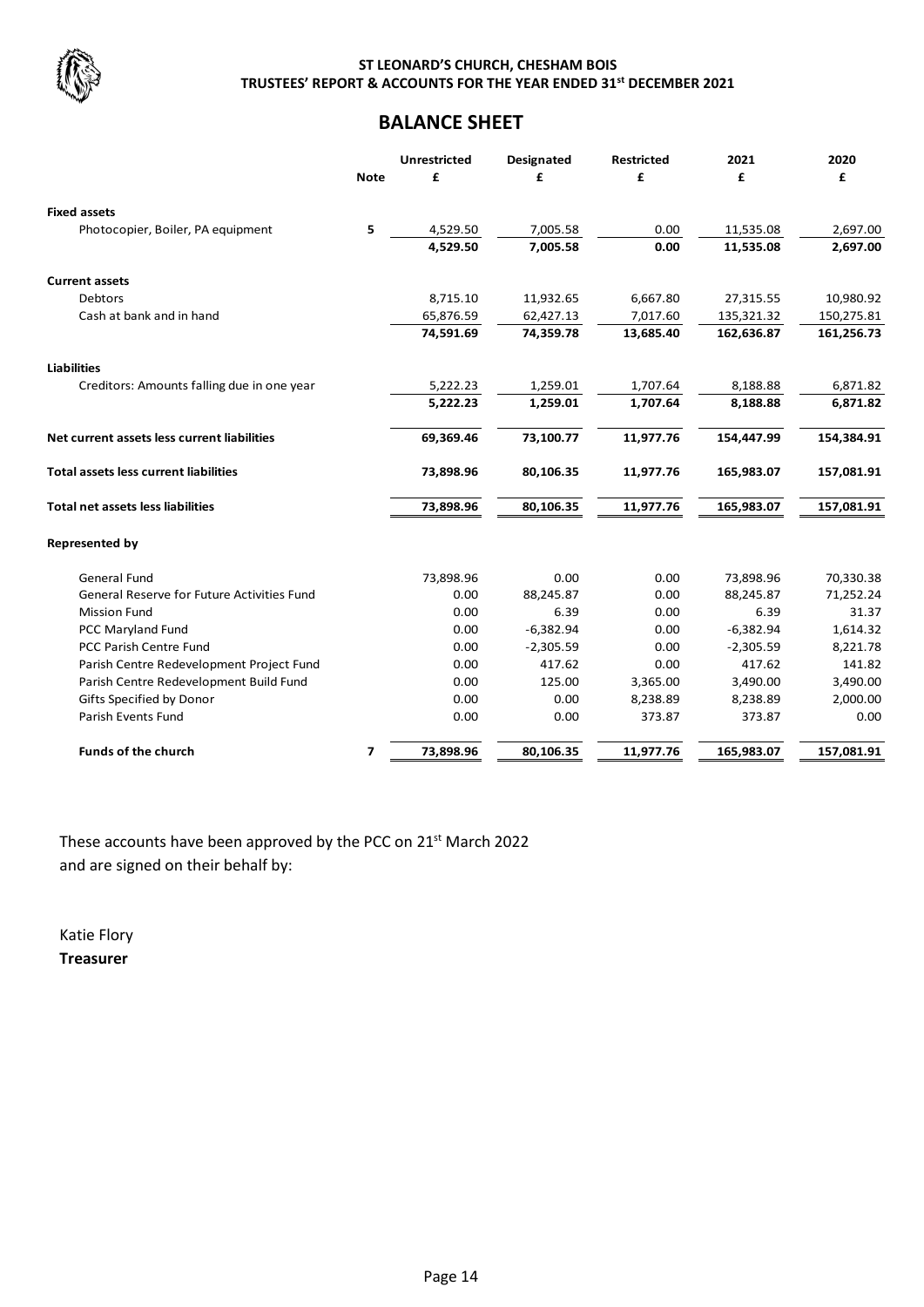**ST LEONARD'S CHURCH, CHESHAM BOIS**
**TRUSTEES' REPORT & ACCOUNTS FOR THE YEAR ENDED 31st DECEMBER 2021**

# BALANCE SHEET

| | Note | Unrestricted £ | Designated £ | Restricted £ | 2021 £ | 2020 £ |
|---|---|---|---|---|---|---|
| **Fixed assets** | | | | | | |
| Photocopier, Boiler, PA equipment | 5 | 4,529.50 | 7,005.58 | 0.00 | 11,535.08 | 2,697.00 |
| | | **4,529.50** | **7,005.58** | **0.00** | **11,535.08** | **2,697.00** |
| **Current assets** | | | | | | |
| Debtors | | 8,715.10 | 11,932.65 | 6,667.80 | 27,315.55 | 10,980.92 |
| Cash at bank and in hand | | 65,876.59 | 62,427.13 | 7,017.60 | 135,321.32 | 150,275.81 |
| | | **74,591.69** | **74,359.78** | **13,685.40** | **162,636.87** | **161,256.73** |
| **Liabilities** | | | | | | |
| Creditors: Amounts falling due in one year | | 5,222.23 | 1,259.01 | 1,707.64 | 8,188.88 | 6,871.82 |
| | | **5,222.23** | **1,259.01** | **1,707.64** | **8,188.88** | **6,871.82** |
| **Net current assets less current liabilities** | | **69,369.46** | **73,100.77** | **11,977.76** | **154,447.99** | **154,384.91** |
| **Total assets less current liabilities** | | **73,898.96** | **80,106.35** | **11,977.76** | **165,983.07** | **157,081.91** |
| **Total net assets less liabilities** | | **73,898.96** | **80,106.35** | **11,977.76** | **165,983.07** | **157,081.91** |
| **Represented by** | | | | | | |
| General Fund | | 73,898.96 | 0.00 | 0.00 | 73,898.96 | 70,330.38 |
| General Reserve for Future Activities Fund | | 0.00 | 88,245.87 | 0.00 | 88,245.87 | 71,252.24 |
| Mission Fund | | 0.00 | 6.39 | 0.00 | 6.39 | 31.37 |
| PCC Maryland Fund | | 0.00 | -6,382.94 | 0.00 | -6,382.94 | 1,614.32 |
| PCC Parish Centre Fund | | 0.00 | -2,305.59 | 0.00 | -2,305.59 | 8,221.78 |
| Parish Centre Redevelopment Project Fund | | 0.00 | 417.62 | 0.00 | 417.62 | 141.82 |
| Parish Centre Redevelopment Build Fund | | 0.00 | 125.00 | 3,365.00 | 3,490.00 | 3,490.00 |
| Gifts Specified by Donor | | 0.00 | 0.00 | 8,238.89 | 8,238.89 | 2,000.00 |
| Parish Events Fund | | 0.00 | 0.00 | 373.87 | 373.87 | 0.00 |
| **Funds of the church** | 7 | **73,898.96** | **80,106.35** | **11,977.76** | **165,983.07** | **157,081.91** |

These accounts have been approved by the PCC on 21st March 2022
and are signed on their behalf by:

Katie Flory
**Treasurer**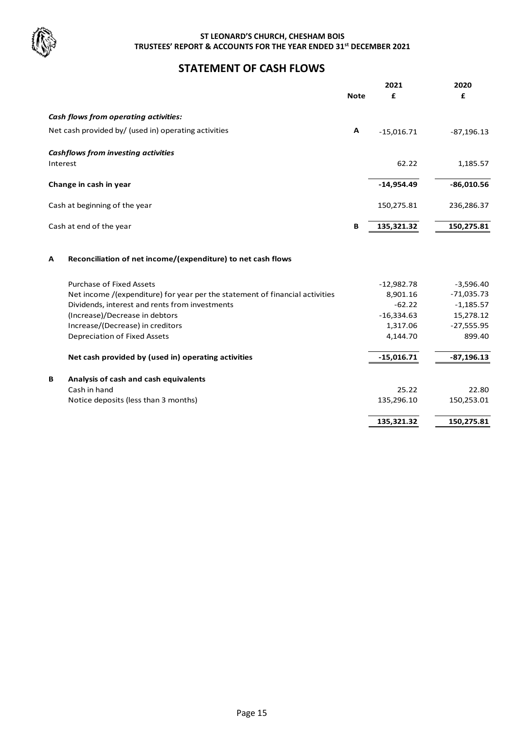# STATEMENT OF CASH FLOWS

| | Note | 2021 £ | 2020 £ |
|---|---|---|---|
| ***Cash flows from operating activities:*** | | | |
| Net cash provided by/ (used in) operating activities | A | -15,016.71 | -87,196.13 |
| ***Cashflows from investing activities*** | | | |
| Interest | | 62.22 | 1,185.57 |
| **Change in cash in year** | | **-14,954.49** | **-86,010.56** |
| Cash at beginning of the year | | 150,275.81 | 236,286.37 |
| Cash at end of the year | B | **135,321.32** | **150,275.81** |

**A Reconciliation of net income/(expenditure) to net cash flows**

| | 2021 £ | 2020 £ |
|---|---|---|
| Purchase of Fixed Assets | -12,982.78 | -3,596.40 |
| Net income /(expenditure) for year per the statement of financial activities | 8,901.16 | -71,035.73 |
| Dividends, interest and rents from investments | -62.22 | -1,185.57 |
| (Increase)/Decrease in debtors | -16,334.63 | 15,278.12 |
| Increase/(Decrease) in creditors | 1,317.06 | -27,555.95 |
| Depreciation of Fixed Assets | 4,144.70 | 899.40 |
| **Net cash provided by (used in) operating activities** | **-15,016.71** | **-87,196.13** |

**B Analysis of cash and cash equivalents**

| | 2021 £ | 2020 £ |
|---|---|---|
| Cash in hand | 25.22 | 22.80 |
| Notice deposits (less than 3 months) | 135,296.10 | 150,253.01 |
| | **135,321.32** | **150,275.81** |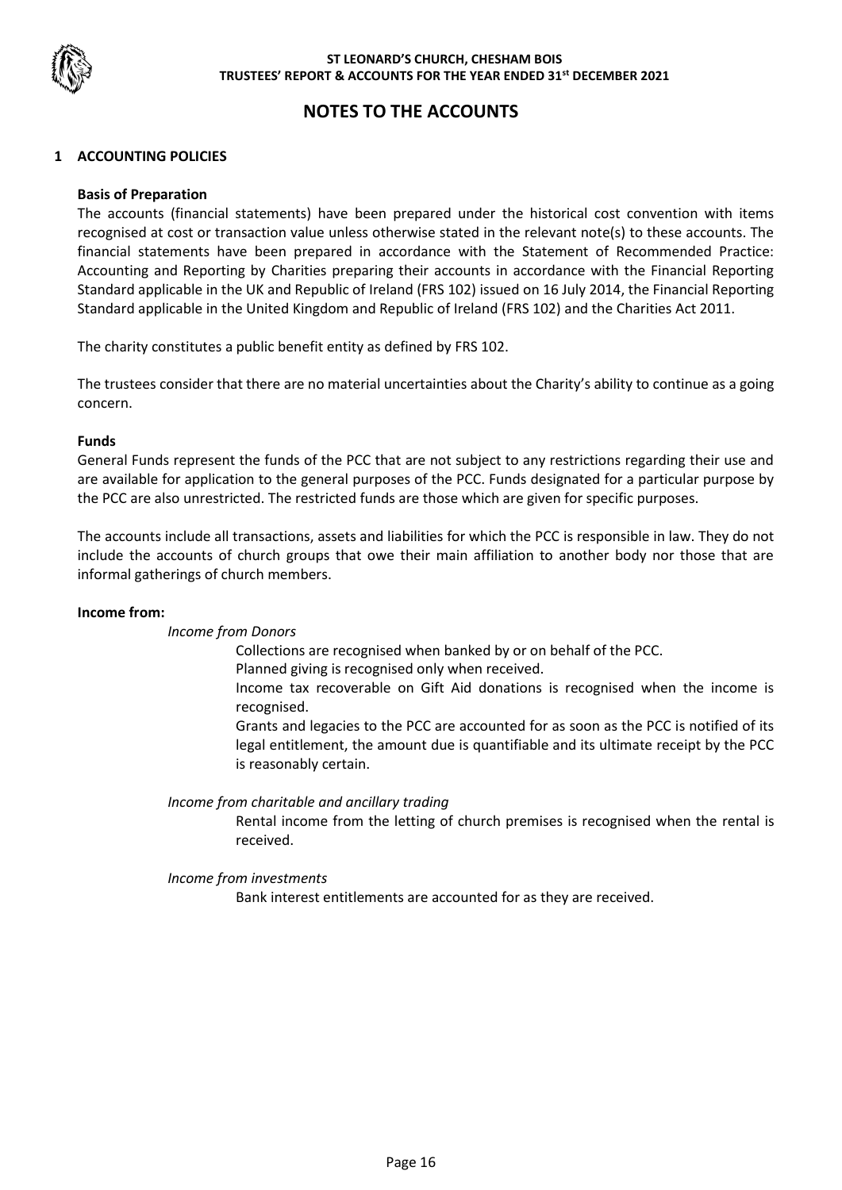# NOTES TO THE ACCOUNTS

## 1 ACCOUNTING POLICIES

**Basis of Preparation**

The accounts (financial statements) have been prepared under the historical cost convention with items recognised at cost or transaction value unless otherwise stated in the relevant note(s) to these accounts. The financial statements have been prepared in accordance with the Statement of Recommended Practice: Accounting and Reporting by Charities preparing their accounts in accordance with the Financial Reporting Standard applicable in the UK and Republic of Ireland (FRS 102) issued on 16 July 2014, the Financial Reporting Standard applicable in the United Kingdom and Republic of Ireland (FRS 102) and the Charities Act 2011.

The charity constitutes a public benefit entity as defined by FRS 102.

The trustees consider that there are no material uncertainties about the Charity's ability to continue as a going concern.

**Funds**

General Funds represent the funds of the PCC that are not subject to any restrictions regarding their use and are available for application to the general purposes of the PCC. Funds designated for a particular purpose by the PCC are also unrestricted. The restricted funds are those which are given for specific purposes.

The accounts include all transactions, assets and liabilities for which the PCC is responsible in law. They do not include the accounts of church groups that owe their main affiliation to another body nor those that are informal gatherings of church members.

**Income from:**

*Income from Donors*

Collections are recognised when banked by or on behalf of the PCC.

Planned giving is recognised only when received.

Income tax recoverable on Gift Aid donations is recognised when the income is recognised.

Grants and legacies to the PCC are accounted for as soon as the PCC is notified of its legal entitlement, the amount due is quantifiable and its ultimate receipt by the PCC is reasonably certain.

*Income from charitable and ancillary trading*

Rental income from the letting of church premises is recognised when the rental is received.

*Income from investments*

Bank interest entitlements are accounted for as they are received.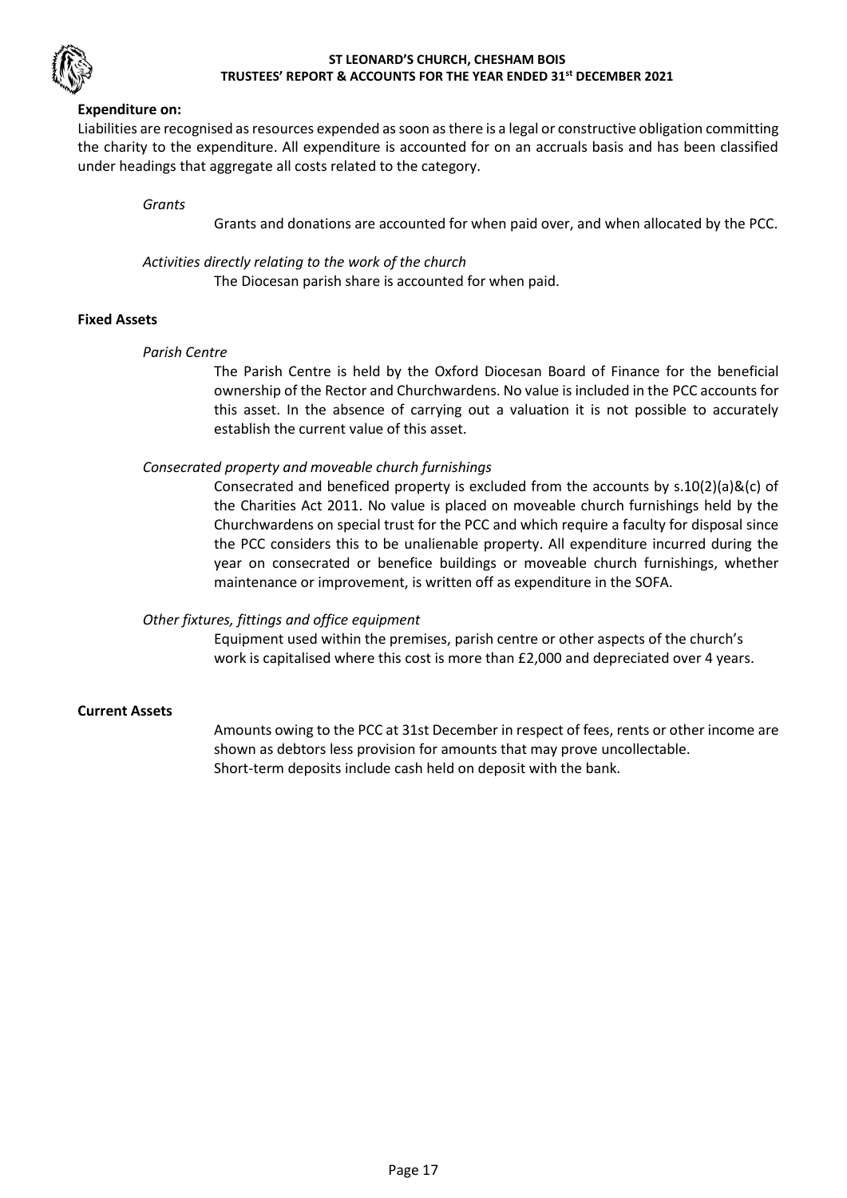**Expenditure on:**

Liabilities are recognised as resources expended as soon as there is a legal or constructive obligation committing the charity to the expenditure. All expenditure is accounted for on an accruals basis and has been classified under headings that aggregate all costs related to the category.

*Grants*

Grants and donations are accounted for when paid over, and when allocated by the PCC.

*Activities directly relating to the work of the church*

The Diocesan parish share is accounted for when paid.

**Fixed Assets**

*Parish Centre*

The Parish Centre is held by the Oxford Diocesan Board of Finance for the beneficial ownership of the Rector and Churchwardens. No value is included in the PCC accounts for this asset. In the absence of carrying out a valuation it is not possible to accurately establish the current value of this asset.

*Consecrated property and moveable church furnishings*

Consecrated and beneficed property is excluded from the accounts by s.10(2)(a)&(c) of the Charities Act 2011. No value is placed on moveable church furnishings held by the Churchwardens on special trust for the PCC and which require a faculty for disposal since the PCC considers this to be unalienable property. All expenditure incurred during the year on consecrated or benefice buildings or moveable church furnishings, whether maintenance or improvement, is written off as expenditure in the SOFA.

*Other fixtures, fittings and office equipment*

Equipment used within the premises, parish centre or other aspects of the church's work is capitalised where this cost is more than £2,000 and depreciated over 4 years.

**Current Assets**

Amounts owing to the PCC at 31st December in respect of fees, rents or other income are shown as debtors less provision for amounts that may prove uncollectable.
Short-term deposits include cash held on deposit with the bank.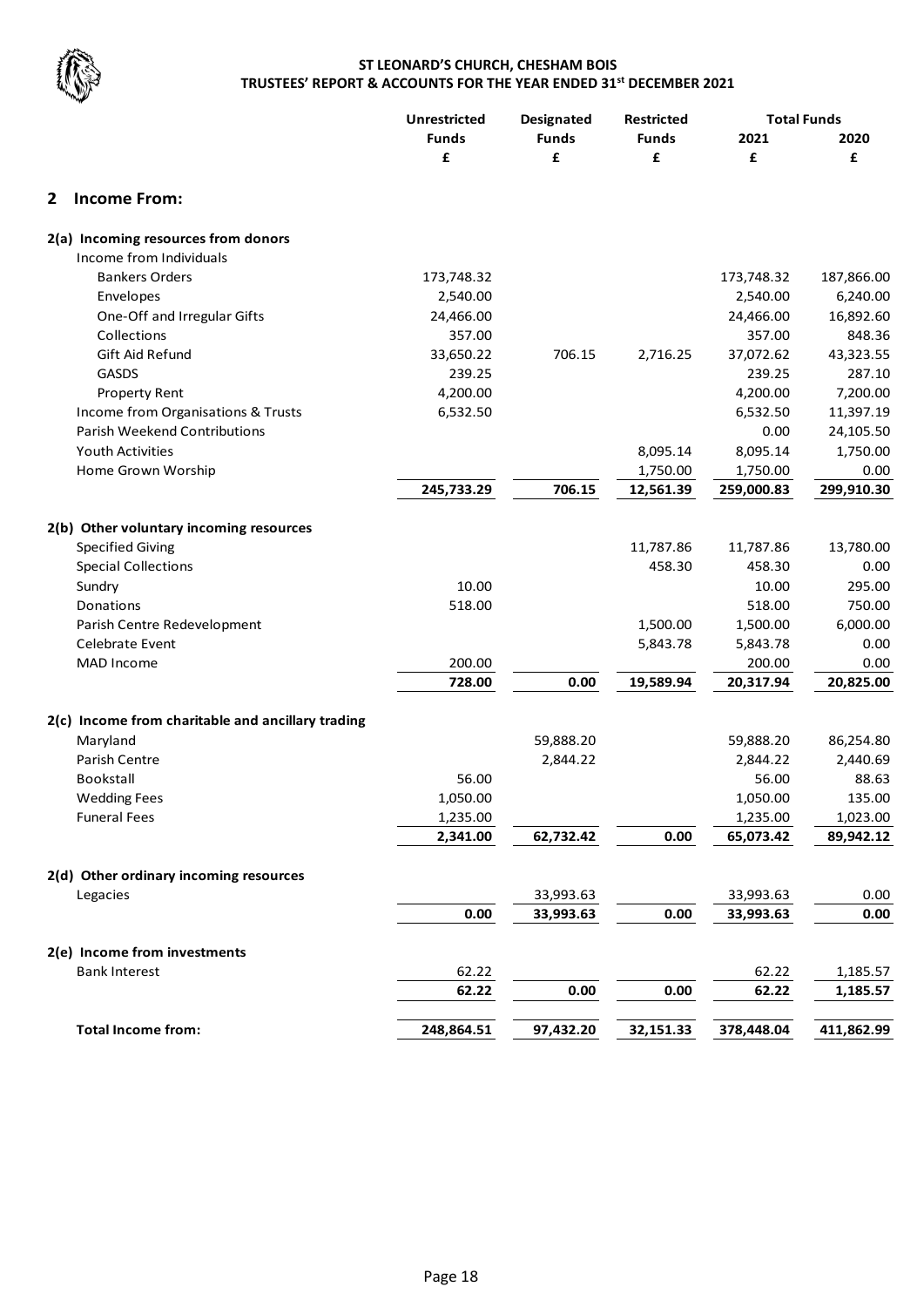**ST LEONARD'S CHURCH, CHESHAM BOIS**
**TRUSTEES' REPORT & ACCOUNTS FOR THE YEAR ENDED 31st DECEMBER 2021**

| | Unrestricted Funds | Designated Funds | Restricted Funds | Total Funds 2021 | Total Funds 2020 |
|---|---|---|---|---|---|
| | £ | £ | £ | £ | £ |
| **2 Income From:** | | | | | |
| **2(a) Incoming resources from donors** | | | | | |
| Income from Individuals | | | | | |
| Bankers Orders | 173,748.32 | | | 173,748.32 | 187,866.00 |
| Envelopes | 2,540.00 | | | 2,540.00 | 6,240.00 |
| One-Off and Irregular Gifts | 24,466.00 | | | 24,466.00 | 16,892.60 |
| Collections | 357.00 | | | 357.00 | 848.36 |
| Gift Aid Refund | 33,650.22 | 706.15 | 2,716.25 | 37,072.62 | 43,323.55 |
| GASDS | 239.25 | | | 239.25 | 287.10 |
| Property Rent | 4,200.00 | | | 4,200.00 | 7,200.00 |
| Income from Organisations & Trusts | 6,532.50 | | | 6,532.50 | 11,397.19 |
| Parish Weekend Contributions | | | | 0.00 | 24,105.50 |
| Youth Activities | | | 8,095.14 | 8,095.14 | 1,750.00 |
| Home Grown Worship | | | 1,750.00 | 1,750.00 | 0.00 |
| | **245,733.29** | **706.15** | **12,561.39** | **259,000.83** | **299,910.30** |
| **2(b) Other voluntary incoming resources** | | | | | |
| Specified Giving | | | 11,787.86 | 11,787.86 | 13,780.00 |
| Special Collections | | | 458.30 | 458.30 | 0.00 |
| Sundry | 10.00 | | | 10.00 | 295.00 |
| Donations | 518.00 | | | 518.00 | 750.00 |
| Parish Centre Redevelopment | | | 1,500.00 | 1,500.00 | 6,000.00 |
| Celebrate Event | | | 5,843.78 | 5,843.78 | 0.00 |
| MAD Income | 200.00 | | | 200.00 | 0.00 |
| | **728.00** | **0.00** | **19,589.94** | **20,317.94** | **20,825.00** |
| **2(c) Income from charitable and ancillary trading** | | | | | |
| Maryland | | 59,888.20 | | 59,888.20 | 86,254.80 |
| Parish Centre | | 2,844.22 | | 2,844.22 | 2,440.69 |
| Bookstall | 56.00 | | | 56.00 | 88.63 |
| Wedding Fees | 1,050.00 | | | 1,050.00 | 135.00 |
| Funeral Fees | 1,235.00 | | | 1,235.00 | 1,023.00 |
| | **2,341.00** | **62,732.42** | **0.00** | **65,073.42** | **89,942.12** |
| **2(d) Other ordinary incoming resources** | | | | | |
| Legacies | | 33,993.63 | | 33,993.63 | 0.00 |
| | **0.00** | **33,993.63** | **0.00** | **33,993.63** | **0.00** |
| **2(e) Income from investments** | | | | | |
| Bank Interest | 62.22 | | | 62.22 | 1,185.57 |
| | **62.22** | **0.00** | **0.00** | **62.22** | **1,185.57** |
| **Total Income from:** | **248,864.51** | **97,432.20** | **32,151.33** | **378,448.04** | **411,862.99** |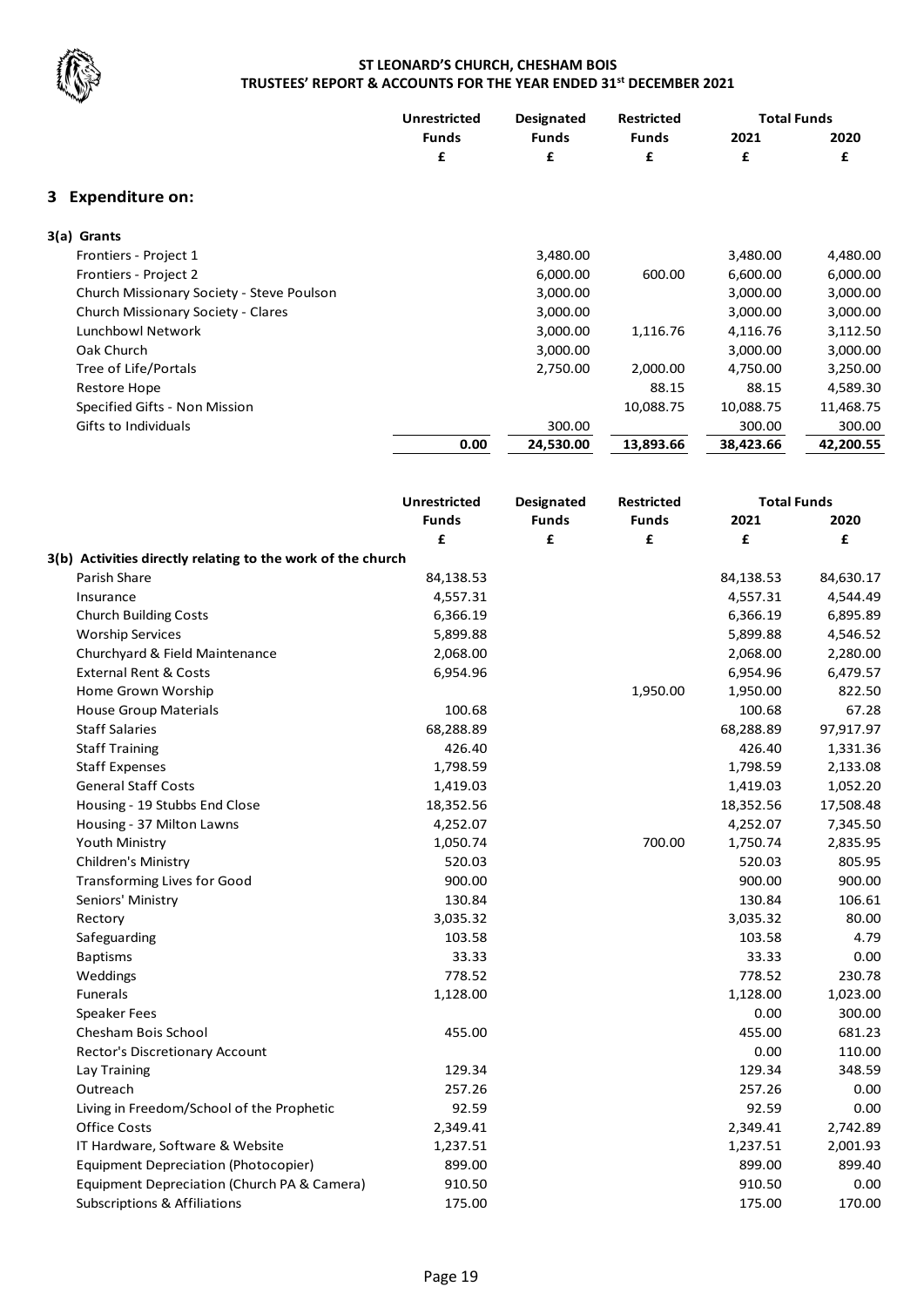# ST LEONARD'S CHURCH, CHESHAM BOIS
## TRUSTEES' REPORT & ACCOUNTS FOR THE YEAR ENDED 31st DECEMBER 2021

| | Unrestricted Funds | Designated Funds | Restricted Funds | Total Funds 2021 | Total Funds 2020 |
|---|---|---|---|---|---|
| | £ | £ | £ | £ | £ |
| **3 Expenditure on:** | | | | | |
| **3(a) Grants** | | | | | |
| Frontiers - Project 1 | | 3,480.00 | | 3,480.00 | 4,480.00 |
| Frontiers - Project 2 | | 6,000.00 | 600.00 | 6,600.00 | 6,000.00 |
| Church Missionary Society - Steve Poulson | | 3,000.00 | | 3,000.00 | 3,000.00 |
| Church Missionary Society - Clares | | 3,000.00 | | 3,000.00 | 3,000.00 |
| Lunchbowl Network | | 3,000.00 | 1,116.76 | 4,116.76 | 3,112.50 |
| Oak Church | | 3,000.00 | | 3,000.00 | 3,000.00 |
| Tree of Life/Portals | | 2,750.00 | 2,000.00 | 4,750.00 | 3,250.00 |
| Restore Hope | | | 88.15 | 88.15 | 4,589.30 |
| Specified Gifts - Non Mission | | | 10,088.75 | 10,088.75 | 11,468.75 |
| Gifts to Individuals | | 300.00 | | 300.00 | 300.00 |
| | **0.00** | **24,530.00** | **13,893.66** | **38,423.66** | **42,200.55** |

| | Unrestricted Funds | Designated Funds | Restricted Funds | Total Funds 2021 | Total Funds 2020 |
|---|---|---|---|---|---|
| | £ | £ | £ | £ | £ |
| **3(b) Activities directly relating to the work of the church** | | | | | |
| Parish Share | 84,138.53 | | | 84,138.53 | 84,630.17 |
| Insurance | 4,557.31 | | | 4,557.31 | 4,544.49 |
| Church Building Costs | 6,366.19 | | | 6,366.19 | 6,895.89 |
| Worship Services | 5,899.88 | | | 5,899.88 | 4,546.52 |
| Churchyard & Field Maintenance | 2,068.00 | | | 2,068.00 | 2,280.00 |
| External Rent & Costs | 6,954.96 | | | 6,954.96 | 6,479.57 |
| Home Grown Worship | | | 1,950.00 | 1,950.00 | 822.50 |
| House Group Materials | 100.68 | | | 100.68 | 67.28 |
| Staff Salaries | 68,288.89 | | | 68,288.89 | 97,917.97 |
| Staff Training | 426.40 | | | 426.40 | 1,331.36 |
| Staff Expenses | 1,798.59 | | | 1,798.59 | 2,133.08 |
| General Staff Costs | 1,419.03 | | | 1,419.03 | 1,052.20 |
| Housing - 19 Stubbs End Close | 18,352.56 | | | 18,352.56 | 17,508.48 |
| Housing - 37 Milton Lawns | 4,252.07 | | | 4,252.07 | 7,345.50 |
| Youth Ministry | 1,050.74 | | 700.00 | 1,750.74 | 2,835.95 |
| Children's Ministry | 520.03 | | | 520.03 | 805.95 |
| Transforming Lives for Good | 900.00 | | | 900.00 | 900.00 |
| Seniors' Ministry | 130.84 | | | 130.84 | 106.61 |
| Rectory | 3,035.32 | | | 3,035.32 | 80.00 |
| Safeguarding | 103.58 | | | 103.58 | 4.79 |
| Baptisms | 33.33 | | | 33.33 | 0.00 |
| Weddings | 778.52 | | | 778.52 | 230.78 |
| Funerals | 1,128.00 | | | 1,128.00 | 1,023.00 |
| Speaker Fees | | | | 0.00 | 300.00 |
| Chesham Bois School | 455.00 | | | 455.00 | 681.23 |
| Rector's Discretionary Account | | | | 0.00 | 110.00 |
| Lay Training | 129.34 | | | 129.34 | 348.59 |
| Outreach | 257.26 | | | 257.26 | 0.00 |
| Living in Freedom/School of the Prophetic | 92.59 | | | 92.59 | 0.00 |
| Office Costs | 2,349.41 | | | 2,349.41 | 2,742.89 |
| IT Hardware, Software & Website | 1,237.51 | | | 1,237.51 | 2,001.93 |
| Equipment Depreciation (Photocopier) | 899.00 | | | 899.00 | 899.40 |
| Equipment Depreciation (Church PA & Camera) | 910.50 | | | 910.50 | 0.00 |
| Subscriptions & Affiliations | 175.00 | | | 175.00 | 170.00 |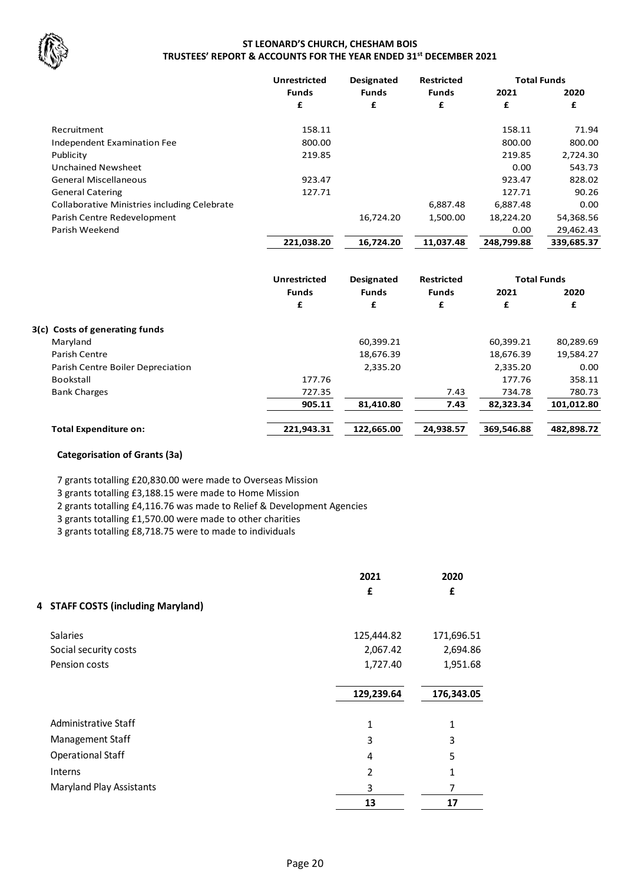## ST LEONARD'S CHURCH, CHESHAM BOIS
## TRUSTEES' REPORT & ACCOUNTS FOR THE YEAR ENDED 31st DECEMBER 2021

| | Unrestricted Funds | Designated Funds | Restricted Funds | Total Funds | |
|---|---|---|---|---|---|
| | | | | 2021 | 2020 |
| | £ | £ | £ | £ | £ |
| Recruitment | 158.11 | | | 158.11 | 71.94 |
| Independent Examination Fee | 800.00 | | | 800.00 | 800.00 |
| Publicity | 219.85 | | | 219.85 | 2,724.30 |
| Unchained Newsheet | | | | 0.00 | 543.73 |
| General Miscellaneous | 923.47 | | | 923.47 | 828.02 |
| General Catering | 127.71 | | | 127.71 | 90.26 |
| Collaborative Ministries including Celebrate | | | 6,887.48 | 6,887.48 | 0.00 |
| Parish Centre Redevelopment | | 16,724.20 | 1,500.00 | 18,224.20 | 54,368.56 |
| Parish Weekend | | | | 0.00 | 29,462.43 |
| | **221,038.20** | **16,724.20** | **11,037.48** | **248,799.88** | **339,685.37** |

| | Unrestricted Funds | Designated Funds | Restricted Funds | Total Funds | |
|---|---|---|---|---|---|
| | | | | 2021 | 2020 |
| | £ | £ | £ | £ | £ |
| **3(c) Costs of generating funds** | | | | | |
| Maryland | | 60,399.21 | | 60,399.21 | 80,289.69 |
| Parish Centre | | 18,676.39 | | 18,676.39 | 19,584.27 |
| Parish Centre Boiler Depreciation | | 2,335.20 | | 2,335.20 | 0.00 |
| Bookstall | 177.76 | | | 177.76 | 358.11 |
| Bank Charges | 727.35 | | 7.43 | 734.78 | 780.73 |
| | **905.11** | **81,410.80** | **7.43** | **82,323.34** | **101,012.80** |
| **Total Expenditure on:** | **221,943.31** | **122,665.00** | **24,938.57** | **369,546.88** | **482,898.72** |

**Categorisation of Grants (3a)**

7 grants totalling £20,830.00 were made to Overseas Mission
3 grants totalling £3,188.15 were made to Home Mission
2 grants totalling £4,116.76 was made to Relief & Development Agencies
3 grants totalling £1,570.00 were made to other charities
3 grants totalling £8,718.75 were to made to individuals

## 4 STAFF COSTS (including Maryland)

| | 2021 | 2020 |
|---|---|---|
| | £ | £ |
| Salaries | 125,444.82 | 171,696.51 |
| Social security costs | 2,067.42 | 2,694.86 |
| Pension costs | 1,727.40 | 1,951.68 |
| | **129,239.64** | **176,343.05** |
| Administrative Staff | 1 | 1 |
| Management Staff | 3 | 3 |
| Operational Staff | 4 | 5 |
| Interns | 2 | 1 |
| Maryland Play Assistants | 3 | 7 |
| | **13** | **17** |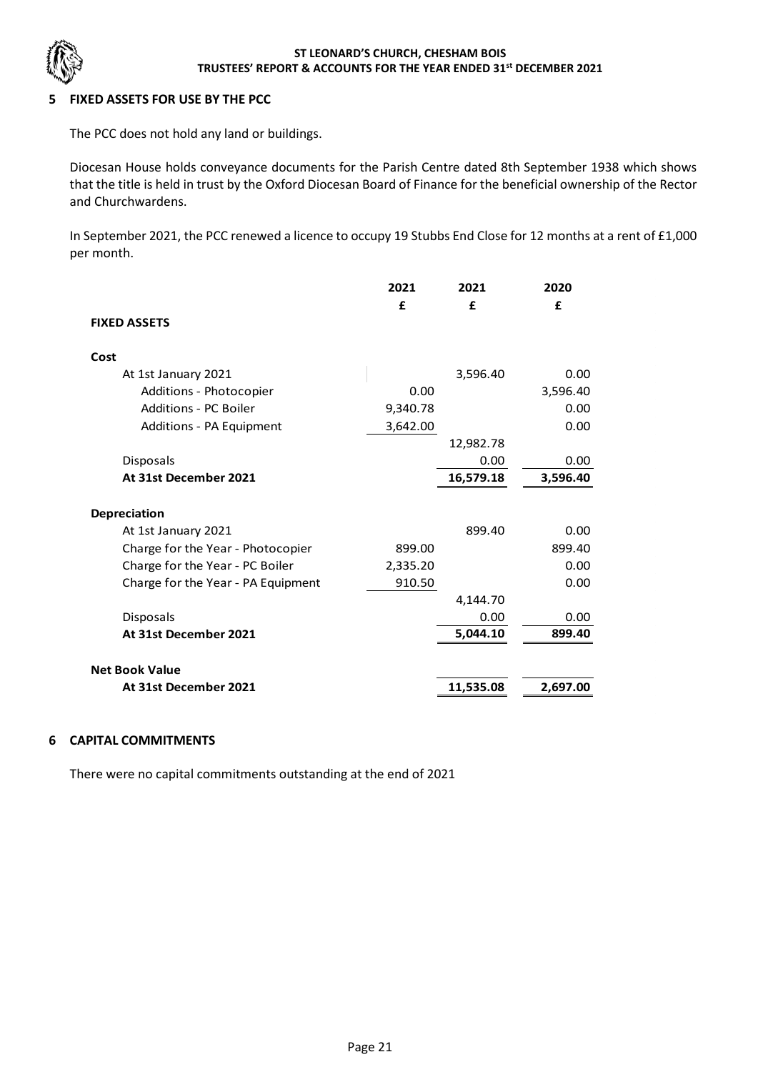## 5 FIXED ASSETS FOR USE BY THE PCC

The PCC does not hold any land or buildings.

Diocesan House holds conveyance documents for the Parish Centre dated 8th September 1938 which shows that the title is held in trust by the Oxford Diocesan Board of Finance for the beneficial ownership of the Rector and Churchwardens.

In September 2021, the PCC renewed a licence to occupy 19 Stubbs End Close for 12 months at a rent of £1,000 per month.

| | 2021 | 2021 | 2020 |
|---|---|---|---|
| | £ | £ | £ |
| **FIXED ASSETS** | | | |
| **Cost** | | | |
| At 1st January 2021 | | 3,596.40 | 0.00 |
| Additions - Photocopier | 0.00 | | 3,596.40 |
| Additions - PC Boiler | 9,340.78 | | 0.00 |
| Additions - PA Equipment | 3,642.00 | | 0.00 |
| | | 12,982.78 | |
| Disposals | | 0.00 | 0.00 |
| **At 31st December 2021** | | **16,579.18** | **3,596.40** |
| **Depreciation** | | | |
| At 1st January 2021 | | 899.40 | 0.00 |
| Charge for the Year - Photocopier | 899.00 | | 899.40 |
| Charge for the Year - PC Boiler | 2,335.20 | | 0.00 |
| Charge for the Year - PA Equipment | 910.50 | | 0.00 |
| | | 4,144.70 | |
| Disposals | | 0.00 | 0.00 |
| **At 31st December 2021** | | **5,044.10** | **899.40** |
| **Net Book Value** | | | |
| **At 31st December 2021** | | **11,535.08** | **2,697.00** |

## 6 CAPITAL COMMITMENTS

There were no capital commitments outstanding at the end of 2021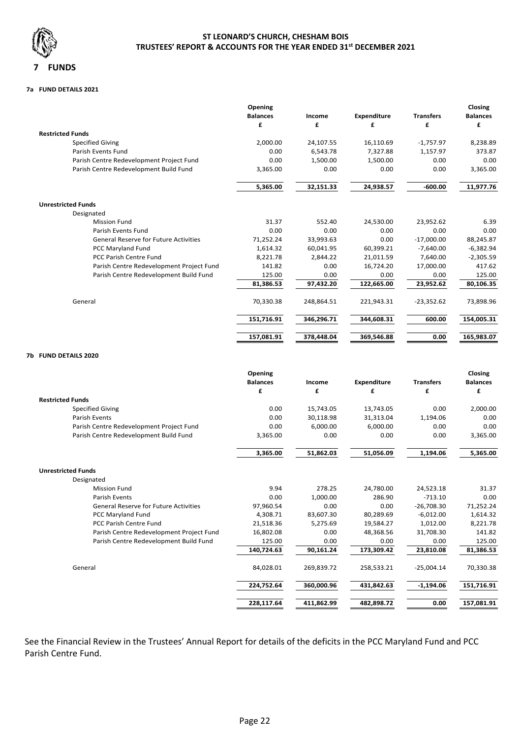## 7 FUNDS

### 7a FUND DETAILS 2021

| | Opening Balances £ | Income £ | Expenditure £ | Transfers £ | Closing Balances £ |
|---|---|---|---|---|---|
| **Restricted Funds** | | | | | |
| Specified Giving | 2,000.00 | 24,107.55 | 16,110.69 | -1,757.97 | 8,238.89 |
| Parish Events Fund | 0.00 | 6,543.78 | 7,327.88 | 1,157.97 | 373.87 |
| Parish Centre Redevelopment Project Fund | 0.00 | 1,500.00 | 1,500.00 | 0.00 | 0.00 |
| Parish Centre Redevelopment Build Fund | 3,365.00 | 0.00 | 0.00 | 0.00 | 3,365.00 |
| | **5,365.00** | **32,151.33** | **24,938.57** | **-600.00** | **11,977.76** |
| **Unrestricted Funds** | | | | | |
| Designated | | | | | |
| Mission Fund | 31.37 | 552.40 | 24,530.00 | 23,952.62 | 6.39 |
| Parish Events Fund | 0.00 | 0.00 | 0.00 | 0.00 | 0.00 |
| General Reserve for Future Activities | 71,252.24 | 33,993.63 | 0.00 | -17,000.00 | 88,245.87 |
| PCC Maryland Fund | 1,614.32 | 60,041.95 | 60,399.21 | -7,640.00 | -6,382.94 |
| PCC Parish Centre Fund | 8,221.78 | 2,844.22 | 21,011.59 | 7,640.00 | -2,305.59 |
| Parish Centre Redevelopment Project Fund | 141.82 | 0.00 | 16,724.20 | 17,000.00 | 417.62 |
| Parish Centre Redevelopment Build Fund | 125.00 | 0.00 | 0.00 | 0.00 | 125.00 |
| | **81,386.53** | **97,432.20** | **122,665.00** | **23,952.62** | **80,106.35** |
| General | 70,330.38 | 248,864.51 | 221,943.31 | -23,352.62 | 73,898.96 |
| | **151,716.91** | **346,296.71** | **344,608.31** | **600.00** | **154,005.31** |
| | **157,081.91** | **378,448.04** | **369,546.88** | **0.00** | **165,983.07** |

### 7b FUND DETAILS 2020

| | Opening Balances £ | Income £ | Expenditure £ | Transfers £ | Closing Balances £ |
|---|---|---|---|---|---|
| **Restricted Funds** | | | | | |
| Specified Giving | 0.00 | 15,743.05 | 13,743.05 | 0.00 | 2,000.00 |
| Parish Events | 0.00 | 30,118.98 | 31,313.04 | 1,194.06 | 0.00 |
| Parish Centre Redevelopment Project Fund | 0.00 | 6,000.00 | 6,000.00 | 0.00 | 0.00 |
| Parish Centre Redevelopment Build Fund | 3,365.00 | 0.00 | 0.00 | 0.00 | 3,365.00 |
| | **3,365.00** | **51,862.03** | **51,056.09** | **1,194.06** | **5,365.00** |
| **Unrestricted Funds** | | | | | |
| Designated | | | | | |
| Mission Fund | 9.94 | 278.25 | 24,780.00 | 24,523.18 | 31.37 |
| Parish Events | 0.00 | 1,000.00 | 286.90 | -713.10 | 0.00 |
| General Reserve for Future Activities | 97,960.54 | 0.00 | 0.00 | -26,708.30 | 71,252.24 |
| PCC Maryland Fund | 4,308.71 | 83,607.30 | 80,289.69 | -6,012.00 | 1,614.32 |
| PCC Parish Centre Fund | 21,518.36 | 5,275.69 | 19,584.27 | 1,012.00 | 8,221.78 |
| Parish Centre Redevelopment Project Fund | 16,802.08 | 0.00 | 48,368.56 | 31,708.30 | 141.82 |
| Parish Centre Redevelopment Build Fund | 125.00 | 0.00 | 0.00 | 0.00 | 125.00 |
| | **140,724.63** | **90,161.24** | **173,309.42** | **23,810.08** | **81,386.53** |
| General | 84,028.01 | 269,839.72 | 258,533.21 | -25,004.14 | 70,330.38 |
| | **224,752.64** | **360,000.96** | **431,842.63** | **-1,194.06** | **151,716.91** |
| | **228,117.64** | **411,862.99** | **482,898.72** | **0.00** | **157,081.91** |

See the Financial Review in the Trustees' Annual Report for details of the deficits in the PCC Maryland Fund and PCC Parish Centre Fund.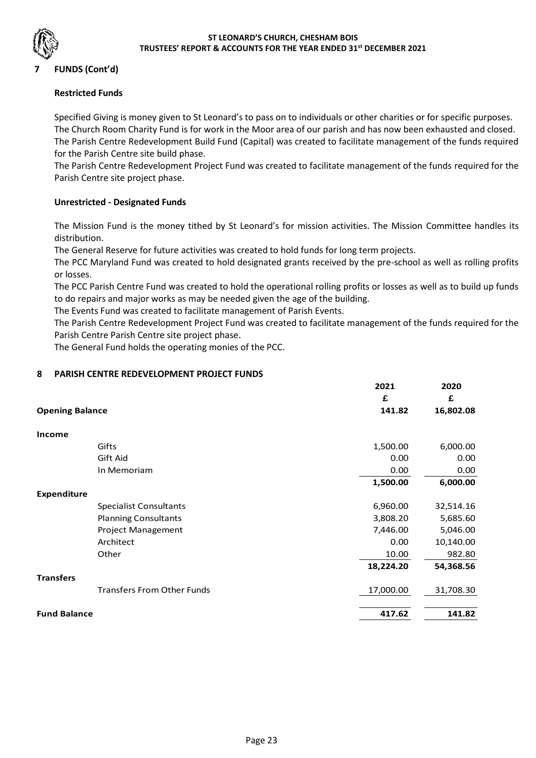## 7 FUNDS (Cont'd)

### Restricted Funds

Specified Giving is money given to St Leonard's to pass on to individuals or other charities or for specific purposes.
The Church Room Charity Fund is for work in the Moor area of our parish and has now been exhausted and closed.
The Parish Centre Redevelopment Build Fund (Capital) was created to facilitate management of the funds required for the Parish Centre site build phase.
The Parish Centre Redevelopment Project Fund was created to facilitate management of the funds required for the Parish Centre site project phase.

### Unrestricted - Designated Funds

The Mission Fund is the money tithed by St Leonard's for mission activities. The Mission Committee handles its distribution.
The General Reserve for future activities was created to hold funds for long term projects.
The PCC Maryland Fund was created to hold designated grants received by the pre-school as well as rolling profits or losses.
The PCC Parish Centre Fund was created to hold the operational rolling profits or losses as well as to build up funds to do repairs and major works as may be needed given the age of the building.
The Events Fund was created to facilitate management of Parish Events.
The Parish Centre Redevelopment Project Fund was created to facilitate management of the funds required for the Parish Centre Parish Centre site project phase.
The General Fund holds the operating monies of the PCC.

## 8 PARISH CENTRE REDEVELOPMENT PROJECT FUNDS

| | | 2021 | 2020 |
|---|---|---|---|
| | | £ | £ |
| **Opening Balance** | | **141.82** | **16,802.08** |
| **Income** | | | |
| | Gifts | 1,500.00 | 6,000.00 |
| | Gift Aid | 0.00 | 0.00 |
| | In Memoriam | 0.00 | 0.00 |
| | | **1,500.00** | **6,000.00** |
| **Expenditure** | | | |
| | Specialist Consultants | 6,960.00 | 32,514.16 |
| | Planning Consultants | 3,808.20 | 5,685.60 |
| | Project Management | 7,446.00 | 5,046.00 |
| | Architect | 0.00 | 10,140.00 |
| | Other | 10.00 | 982.80 |
| | | **18,224.20** | **54,368.56** |
| **Transfers** | | | |
| | Transfers From Other Funds | 17,000.00 | 31,708.30 |
| **Fund Balance** | | **417.62** | **141.82** |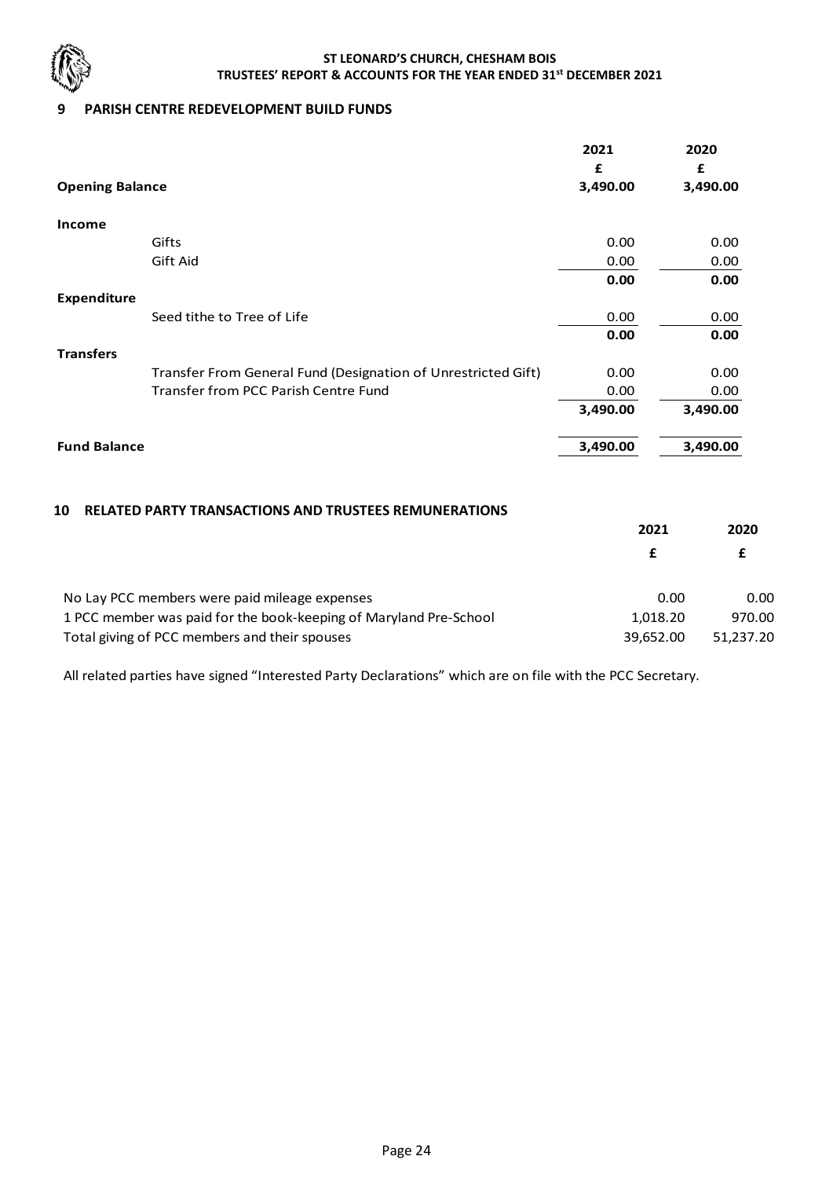## 9 PARISH CENTRE REDEVELOPMENT BUILD FUNDS

| | | 2021 | 2020 |
|---|---|---|---|
| | | £ | £ |
| **Opening Balance** | | **3,490.00** | **3,490.00** |
| **Income** | | | |
| | Gifts | 0.00 | 0.00 |
| | Gift Aid | 0.00 | 0.00 |
| | | **0.00** | **0.00** |
| **Expenditure** | | | |
| | Seed tithe to Tree of Life | 0.00 | 0.00 |
| | | **0.00** | **0.00** |
| **Transfers** | | | |
| | Transfer From General Fund (Designation of Unrestricted Gift) | 0.00 | 0.00 |
| | Transfer from PCC Parish Centre Fund | 0.00 | 0.00 |
| | | **3,490.00** | **3,490.00** |
| **Fund Balance** | | **3,490.00** | **3,490.00** |

## 10 RELATED PARTY TRANSACTIONS AND TRUSTEES REMUNERATIONS

| | 2021 | 2020 |
|---|---|---|
| | £ | £ |
| No Lay PCC members were paid mileage expenses | 0.00 | 0.00 |
| 1 PCC member was paid for the book-keeping of Maryland Pre-School | 1,018.20 | 970.00 |
| Total giving of PCC members and their spouses | 39,652.00 | 51,237.20 |

All related parties have signed "Interested Party Declarations" which are on file with the PCC Secretary.